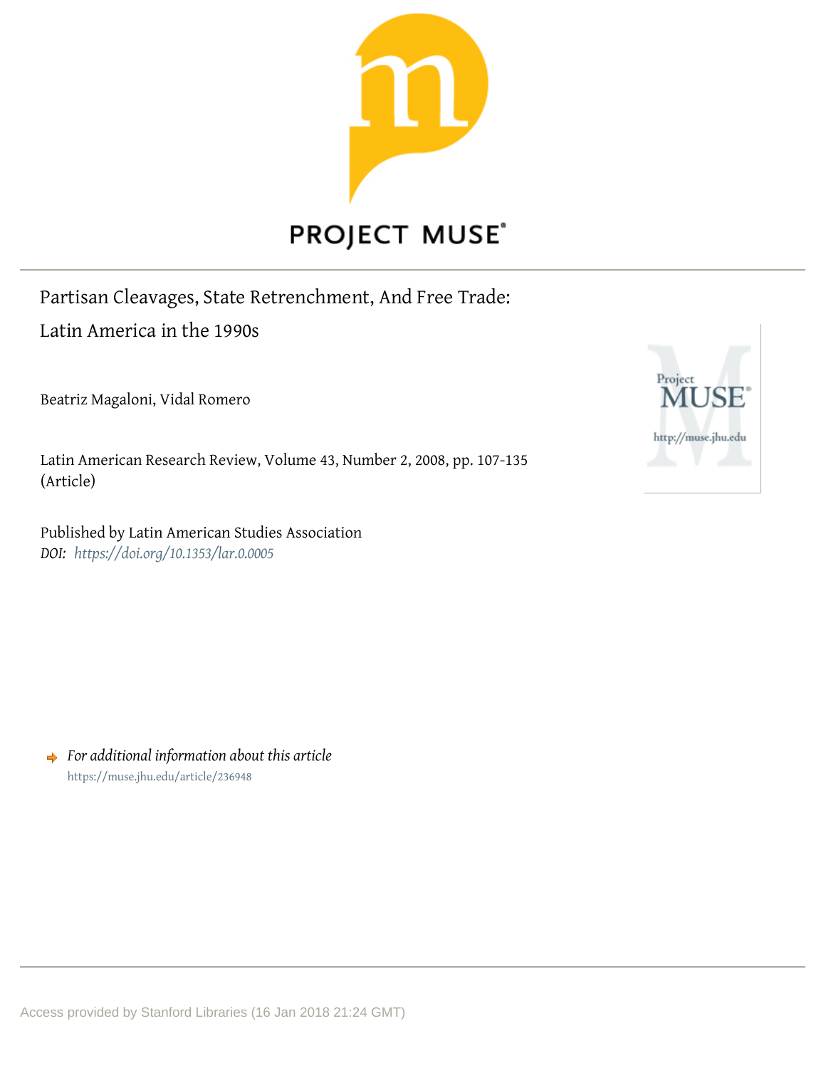PROJECT MUSE

Partisan Cleavages, State Retrenchment, And Free Trade: Latin America in the 1990s

Beatriz Magaloni, Vidal Romero

Latin American Research Review, Volume 43, Number 2, 2008, pp. 107-135 (Article)

Published by Latin American Studies Association
*DOI: https://doi.org/10.1353/lar.0.0005*

*For additional information about this article*
https://muse.jhu.edu/article/236948

Access provided by Stanford Libraries (16 Jan 2018 21:24 GMT)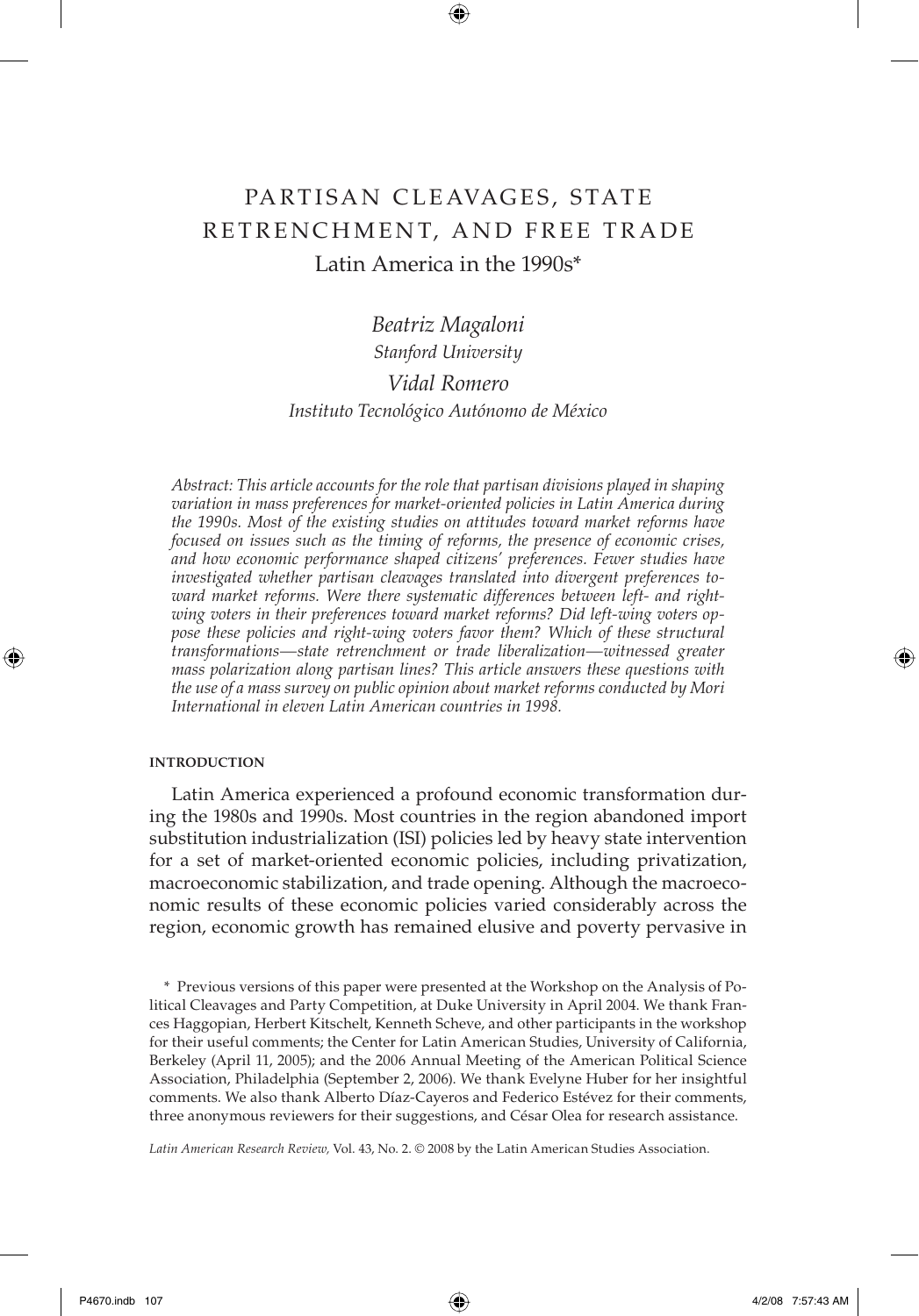# PARTISAN CLEAVAGES, STATE RETRENCHMENT, AND FREE TRADE

## Latin America in the 1990s*

*Beatriz Magaloni*
*Stanford University*

*Vidal Romero*
*Instituto Tecnológico Autónomo de México*

*Abstract: This article accounts for the role that partisan divisions played in shaping variation in mass preferences for market-oriented policies in Latin America during the 1990s. Most of the existing studies on attitudes toward market reforms have focused on issues such as the timing of reforms, the presence of economic crises, and how economic performance shaped citizens' preferences. Fewer studies have investigated whether partisan cleavages translated into divergent preferences toward market reforms. Were there systematic differences between left- and right-wing voters in their preferences toward market reforms? Did left-wing voters oppose these policies and right-wing voters favor them? Which of these structural transformations—state retrenchment or trade liberalization—witnessed greater mass polarization along partisan lines? This article answers these questions with the use of a mass survey on public opinion about market reforms conducted by Mori International in eleven Latin American countries in 1998.*

### INTRODUCTION

Latin America experienced a profound economic transformation during the 1980s and 1990s. Most countries in the region abandoned import substitution industrialization (ISI) policies led by heavy state intervention for a set of market-oriented economic policies, including privatization, macroeconomic stabilization, and trade opening. Although the macroeconomic results of these economic policies varied considerably across the region, economic growth has remained elusive and poverty pervasive in

\* Previous versions of this paper were presented at the Workshop on the Analysis of Political Cleavages and Party Competition, at Duke University in April 2004. We thank Frances Haggopian, Herbert Kitschelt, Kenneth Scheve, and other participants in the workshop for their useful comments; the Center for Latin American Studies, University of California, Berkeley (April 11, 2005); and the 2006 Annual Meeting of the American Political Science Association, Philadelphia (September 2, 2006). We thank Evelyne Huber for her insightful comments. We also thank Alberto Díaz-Cayeros and Federico Estévez for their comments, three anonymous reviewers for their suggestions, and César Olea for research assistance.

*Latin American Research Review,* Vol. 43, No. 2. © 2008 by the Latin American Studies Association.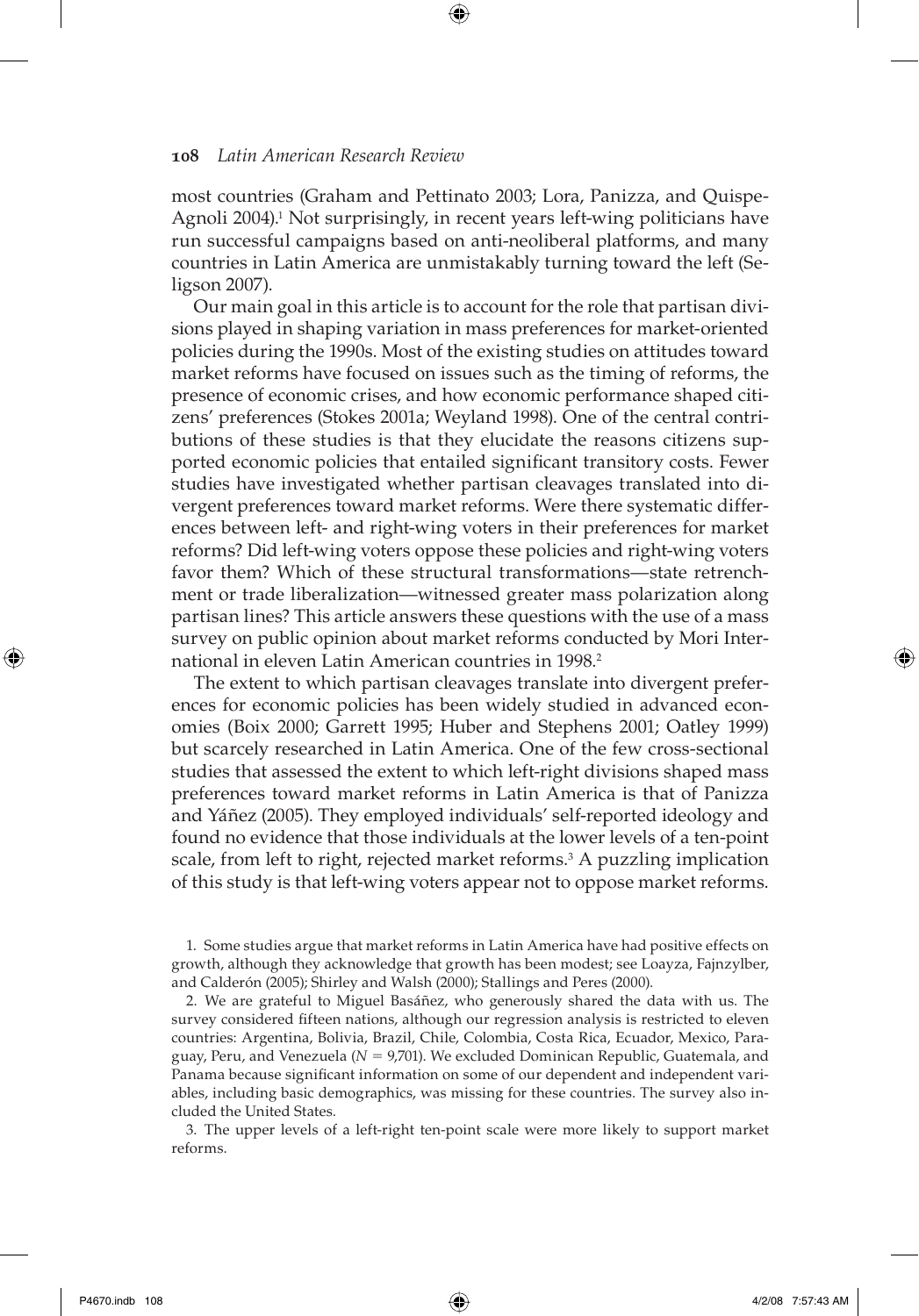most countries (Graham and Pettinato 2003; Lora, Panizza, and Quispe-Agnoli 2004).[1] Not surprisingly, in recent years left-wing politicians have run successful campaigns based on anti-neoliberal platforms, and many countries in Latin America are unmistakably turning toward the left (Seligson 2007).

Our main goal in this article is to account for the role that partisan divisions played in shaping variation in mass preferences for market-oriented policies during the 1990s. Most of the existing studies on attitudes toward market reforms have focused on issues such as the timing of reforms, the presence of economic crises, and how economic performance shaped citizens' preferences (Stokes 2001a; Weyland 1998). One of the central contributions of these studies is that they elucidate the reasons citizens supported economic policies that entailed significant transitory costs. Fewer studies have investigated whether partisan cleavages translated into divergent preferences toward market reforms. Were there systematic differences between left- and right-wing voters in their preferences for market reforms? Did left-wing voters oppose these policies and right-wing voters favor them? Which of these structural transformations—state retrenchment or trade liberalization—witnessed greater mass polarization along partisan lines? This article answers these questions with the use of a mass survey on public opinion about market reforms conducted by Mori International in eleven Latin American countries in 1998.[2]

The extent to which partisan cleavages translate into divergent preferences for economic policies has been widely studied in advanced economies (Boix 2000; Garrett 1995; Huber and Stephens 2001; Oatley 1999) but scarcely researched in Latin America. One of the few cross-sectional studies that assessed the extent to which left-right divisions shaped mass preferences toward market reforms in Latin America is that of Panizza and Yáñez (2005). They employed individuals' self-reported ideology and found no evidence that those individuals at the lower levels of a ten-point scale, from left to right, rejected market reforms.[3] A puzzling implication of this study is that left-wing voters appear not to oppose market reforms.

1. Some studies argue that market reforms in Latin America have had positive effects on growth, although they acknowledge that growth has been modest; see Loayza, Fajnzylber, and Calderón (2005); Shirley and Walsh (2000); Stallings and Peres (2000).

2. We are grateful to Miguel Basáñez, who generously shared the data with us. The survey considered fifteen nations, although our regression analysis is restricted to eleven countries: Argentina, Bolivia, Brazil, Chile, Colombia, Costa Rica, Ecuador, Mexico, Paraguay, Peru, and Venezuela ($N = 9{,}701$). We excluded Dominican Republic, Guatemala, and Panama because significant information on some of our dependent and independent variables, including basic demographics, was missing for these countries. The survey also included the United States.

3. The upper levels of a left-right ten-point scale were more likely to support market reforms.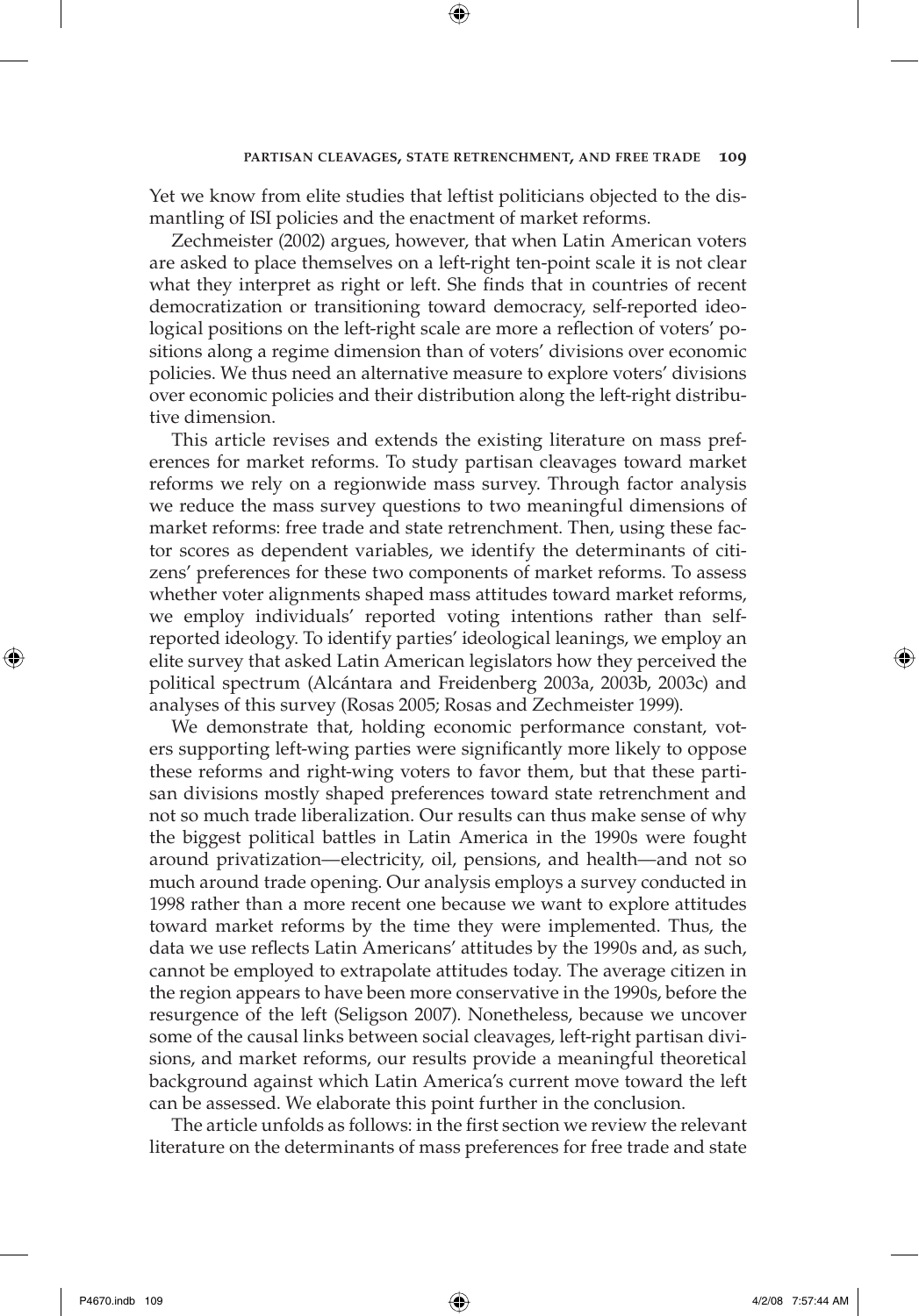Yet we know from elite studies that leftist politicians objected to the dismantling of ISI policies and the enactment of market reforms.

Zechmeister (2002) argues, however, that when Latin American voters are asked to place themselves on a left-right ten-point scale it is not clear what they interpret as right or left. She finds that in countries of recent democratization or transitioning toward democracy, self-reported ideological positions on the left-right scale are more a reflection of voters' positions along a regime dimension than of voters' divisions over economic policies. We thus need an alternative measure to explore voters' divisions over economic policies and their distribution along the left-right distributive dimension.

This article revises and extends the existing literature on mass preferences for market reforms. To study partisan cleavages toward market reforms we rely on a regionwide mass survey. Through factor analysis we reduce the mass survey questions to two meaningful dimensions of market reforms: free trade and state retrenchment. Then, using these factor scores as dependent variables, we identify the determinants of citizens' preferences for these two components of market reforms. To assess whether voter alignments shaped mass attitudes toward market reforms, we employ individuals' reported voting intentions rather than self-reported ideology. To identify parties' ideological leanings, we employ an elite survey that asked Latin American legislators how they perceived the political spectrum (Alcántara and Freidenberg 2003a, 2003b, 2003c) and analyses of this survey (Rosas 2005; Rosas and Zechmeister 1999).

We demonstrate that, holding economic performance constant, voters supporting left-wing parties were significantly more likely to oppose these reforms and right-wing voters to favor them, but that these partisan divisions mostly shaped preferences toward state retrenchment and not so much trade liberalization. Our results can thus make sense of why the biggest political battles in Latin America in the 1990s were fought around privatization—electricity, oil, pensions, and health—and not so much around trade opening. Our analysis employs a survey conducted in 1998 rather than a more recent one because we want to explore attitudes toward market reforms by the time they were implemented. Thus, the data we use reflects Latin Americans' attitudes by the 1990s and, as such, cannot be employed to extrapolate attitudes today. The average citizen in the region appears to have been more conservative in the 1990s, before the resurgence of the left (Seligson 2007). Nonetheless, because we uncover some of the causal links between social cleavages, left-right partisan divisions, and market reforms, our results provide a meaningful theoretical background against which Latin America's current move toward the left can be assessed. We elaborate this point further in the conclusion.

The article unfolds as follows: in the first section we review the relevant literature on the determinants of mass preferences for free trade and state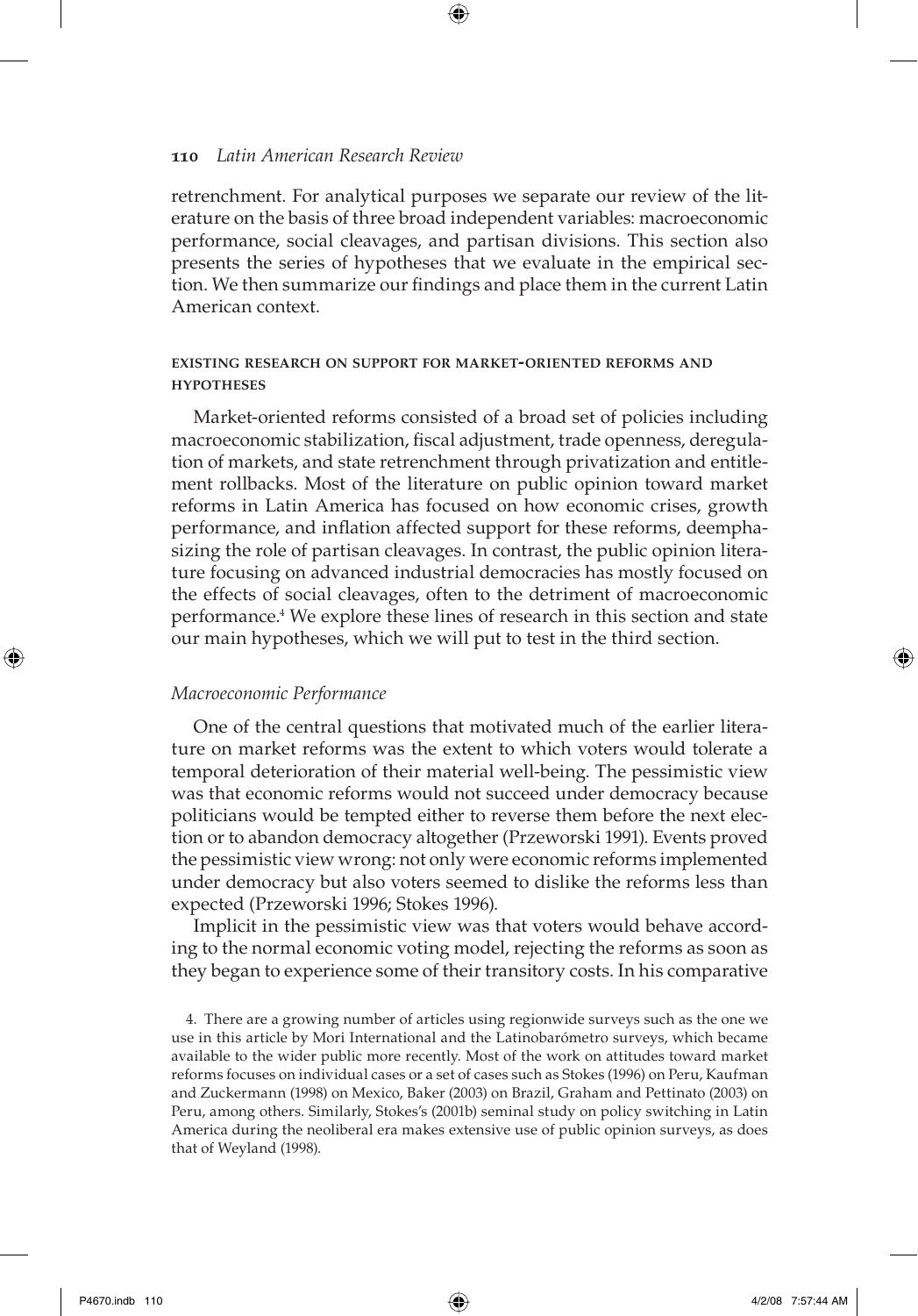retrenchment. For analytical purposes we separate our review of the literature on the basis of three broad independent variables: macroeconomic performance, social cleavages, and partisan divisions. This section also presents the series of hypotheses that we evaluate in the empirical section. We then summarize our findings and place them in the current Latin American context.

## EXISTING RESEARCH ON SUPPORT FOR MARKET-ORIENTED REFORMS AND HYPOTHESES

Market-oriented reforms consisted of a broad set of policies including macroeconomic stabilization, fiscal adjustment, trade openness, deregulation of markets, and state retrenchment through privatization and entitlement rollbacks. Most of the literature on public opinion toward market reforms in Latin America has focused on how economic crises, growth performance, and inflation affected support for these reforms, deemphasizing the role of partisan cleavages. In contrast, the public opinion literature focusing on advanced industrial democracies has mostly focused on the effects of social cleavages, often to the detriment of macroeconomic performance.[4] We explore these lines of research in this section and state our main hypotheses, which we will put to test in the third section.

### *Macroeconomic Performance*

One of the central questions that motivated much of the earlier literature on market reforms was the extent to which voters would tolerate a temporal deterioration of their material well-being. The pessimistic view was that economic reforms would not succeed under democracy because politicians would be tempted either to reverse them before the next election or to abandon democracy altogether (Przeworski 1991). Events proved the pessimistic view wrong: not only were economic reforms implemented under democracy but also voters seemed to dislike the reforms less than expected (Przeworski 1996; Stokes 1996).

Implicit in the pessimistic view was that voters would behave according to the normal economic voting model, rejecting the reforms as soon as they began to experience some of their transitory costs. In his comparative

4. There are a growing number of articles using regionwide surveys such as the one we use in this article by Mori International and the Latinobarómetro surveys, which became available to the wider public more recently. Most of the work on attitudes toward market reforms focuses on individual cases or a set of cases such as Stokes (1996) on Peru, Kaufman and Zuckermann (1998) on Mexico, Baker (2003) on Brazil, Graham and Pettinato (2003) on Peru, among others. Similarly, Stokes's (2001b) seminal study on policy switching in Latin America during the neoliberal era makes extensive use of public opinion surveys, as does that of Weyland (1998).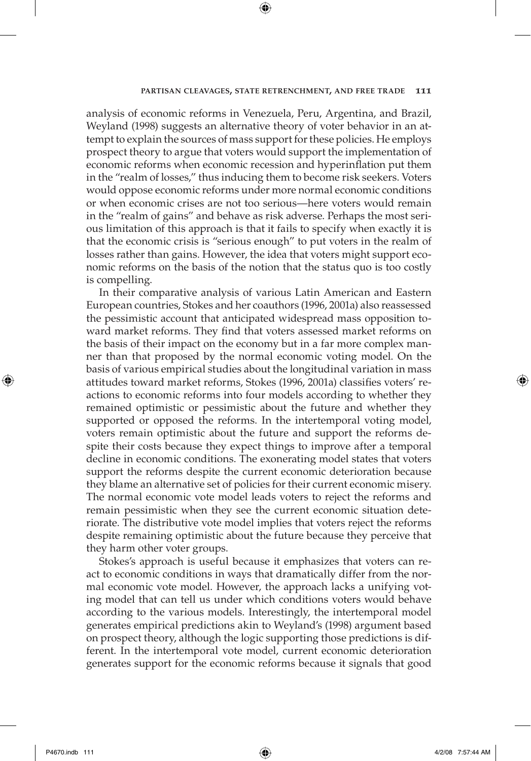analysis of economic reforms in Venezuela, Peru, Argentina, and Brazil, Weyland (1998) suggests an alternative theory of voter behavior in an attempt to explain the sources of mass support for these policies. He employs prospect theory to argue that voters would support the implementation of economic reforms when economic recession and hyperinflation put them in the "realm of losses," thus inducing them to become risk seekers. Voters would oppose economic reforms under more normal economic conditions or when economic crises are not too serious—here voters would remain in the "realm of gains" and behave as risk adverse. Perhaps the most serious limitation of this approach is that it fails to specify when exactly it is that the economic crisis is "serious enough" to put voters in the realm of losses rather than gains. However, the idea that voters might support economic reforms on the basis of the notion that the status quo is too costly is compelling.

In their comparative analysis of various Latin American and Eastern European countries, Stokes and her coauthors (1996, 2001a) also reassessed the pessimistic account that anticipated widespread mass opposition toward market reforms. They find that voters assessed market reforms on the basis of their impact on the economy but in a far more complex manner than that proposed by the normal economic voting model. On the basis of various empirical studies about the longitudinal variation in mass attitudes toward market reforms, Stokes (1996, 2001a) classifies voters' reactions to economic reforms into four models according to whether they remained optimistic or pessimistic about the future and whether they supported or opposed the reforms. In the intertemporal voting model, voters remain optimistic about the future and support the reforms despite their costs because they expect things to improve after a temporal decline in economic conditions. The exonerating model states that voters support the reforms despite the current economic deterioration because they blame an alternative set of policies for their current economic misery. The normal economic vote model leads voters to reject the reforms and remain pessimistic when they see the current economic situation deteriorate. The distributive vote model implies that voters reject the reforms despite remaining optimistic about the future because they perceive that they harm other voter groups.

Stokes's approach is useful because it emphasizes that voters can react to economic conditions in ways that dramatically differ from the normal economic vote model. However, the approach lacks a unifying voting model that can tell us under which conditions voters would behave according to the various models. Interestingly, the intertemporal model generates empirical predictions akin to Weyland's (1998) argument based on prospect theory, although the logic supporting those predictions is different. In the intertemporal vote model, current economic deterioration generates support for the economic reforms because it signals that good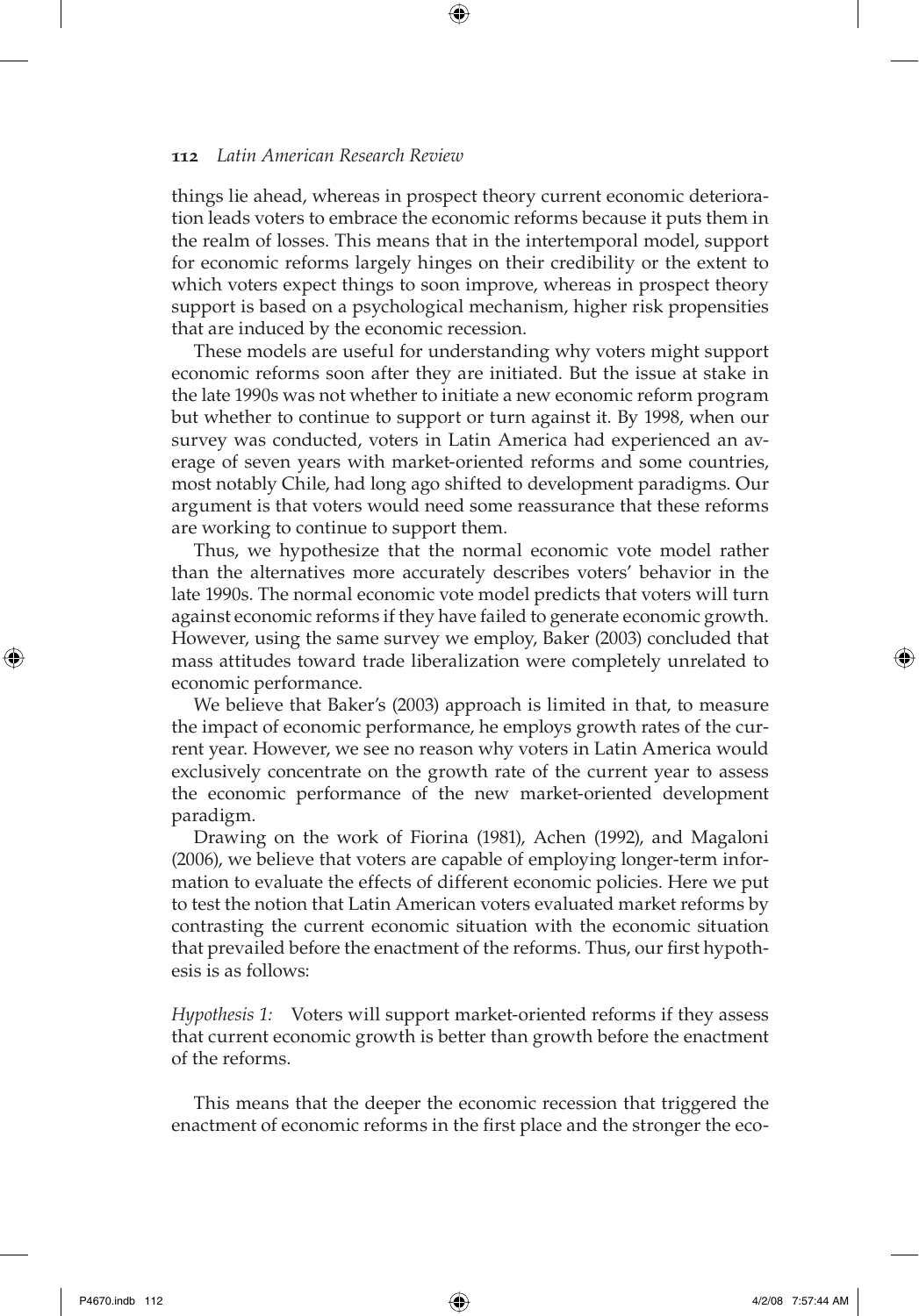things lie ahead, whereas in prospect theory current economic deterioration leads voters to embrace the economic reforms because it puts them in the realm of losses. This means that in the intertemporal model, support for economic reforms largely hinges on their credibility or the extent to which voters expect things to soon improve, whereas in prospect theory support is based on a psychological mechanism, higher risk propensities that are induced by the economic recession.

These models are useful for understanding why voters might support economic reforms soon after they are initiated. But the issue at stake in the late 1990s was not whether to initiate a new economic reform program but whether to continue to support or turn against it. By 1998, when our survey was conducted, voters in Latin America had experienced an average of seven years with market-oriented reforms and some countries, most notably Chile, had long ago shifted to development paradigms. Our argument is that voters would need some reassurance that these reforms are working to continue to support them.

Thus, we hypothesize that the normal economic vote model rather than the alternatives more accurately describes voters' behavior in the late 1990s. The normal economic vote model predicts that voters will turn against economic reforms if they have failed to generate economic growth. However, using the same survey we employ, Baker (2003) concluded that mass attitudes toward trade liberalization were completely unrelated to economic performance.

We believe that Baker's (2003) approach is limited in that, to measure the impact of economic performance, he employs growth rates of the current year. However, we see no reason why voters in Latin America would exclusively concentrate on the growth rate of the current year to assess the economic performance of the new market-oriented development paradigm.

Drawing on the work of Fiorina (1981), Achen (1992), and Magaloni (2006), we believe that voters are capable of employing longer-term information to evaluate the effects of different economic policies. Here we put to test the notion that Latin American voters evaluated market reforms by contrasting the current economic situation with the economic situation that prevailed before the enactment of the reforms. Thus, our first hypothesis is as follows:

*Hypothesis 1:* Voters will support market-oriented reforms if they assess that current economic growth is better than growth before the enactment of the reforms.

This means that the deeper the economic recession that triggered the enactment of economic reforms in the first place and the stronger the eco-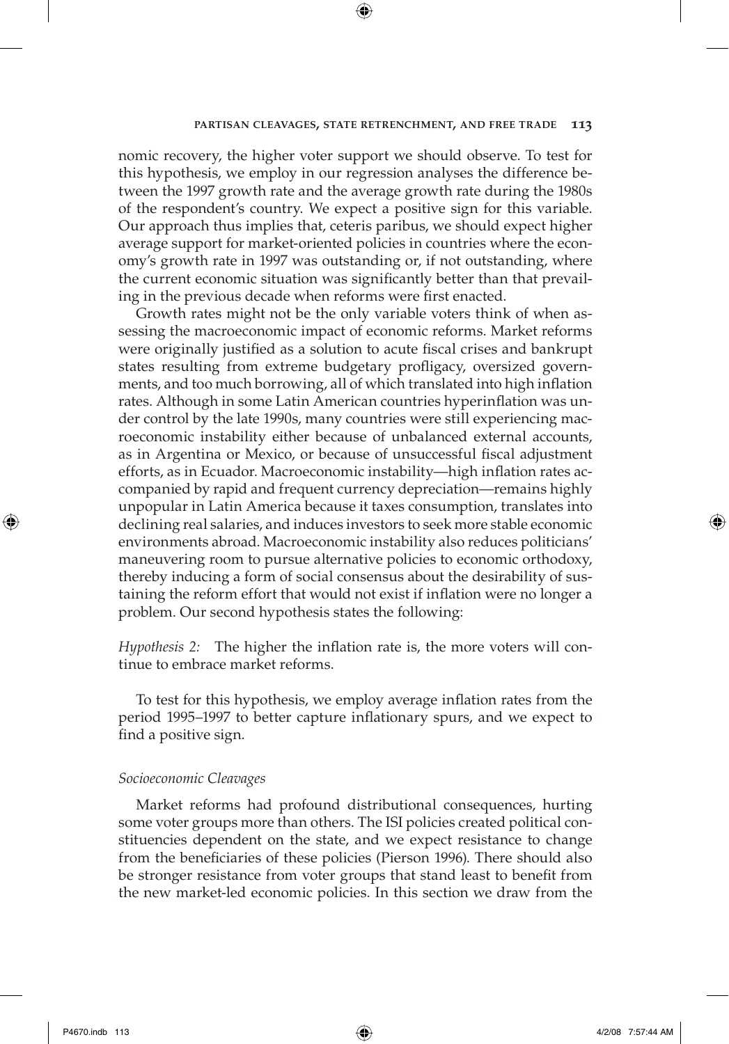nomic recovery, the higher voter support we should observe. To test for this hypothesis, we employ in our regression analyses the difference between the 1997 growth rate and the average growth rate during the 1980s of the respondent's country. We expect a positive sign for this variable. Our approach thus implies that, ceteris paribus, we should expect higher average support for market-oriented policies in countries where the economy's growth rate in 1997 was outstanding or, if not outstanding, where the current economic situation was significantly better than that prevailing in the previous decade when reforms were first enacted.

Growth rates might not be the only variable voters think of when assessing the macroeconomic impact of economic reforms. Market reforms were originally justified as a solution to acute fiscal crises and bankrupt states resulting from extreme budgetary profligacy, oversized governments, and too much borrowing, all of which translated into high inflation rates. Although in some Latin American countries hyperinflation was under control by the late 1990s, many countries were still experiencing macroeconomic instability either because of unbalanced external accounts, as in Argentina or Mexico, or because of unsuccessful fiscal adjustment efforts, as in Ecuador. Macroeconomic instability—high inflation rates accompanied by rapid and frequent currency depreciation—remains highly unpopular in Latin America because it taxes consumption, translates into declining real salaries, and induces investors to seek more stable economic environments abroad. Macroeconomic instability also reduces politicians' maneuvering room to pursue alternative policies to economic orthodoxy, thereby inducing a form of social consensus about the desirability of sustaining the reform effort that would not exist if inflation were no longer a problem. Our second hypothesis states the following:

*Hypothesis 2:* The higher the inflation rate is, the more voters will continue to embrace market reforms.

To test for this hypothesis, we employ average inflation rates from the period 1995–1997 to better capture inflationary spurs, and we expect to find a positive sign.

### *Socioeconomic Cleavages*

Market reforms had profound distributional consequences, hurting some voter groups more than others. The ISI policies created political constituencies dependent on the state, and we expect resistance to change from the beneficiaries of these policies (Pierson 1996). There should also be stronger resistance from voter groups that stand least to benefit from the new market-led economic policies. In this section we draw from the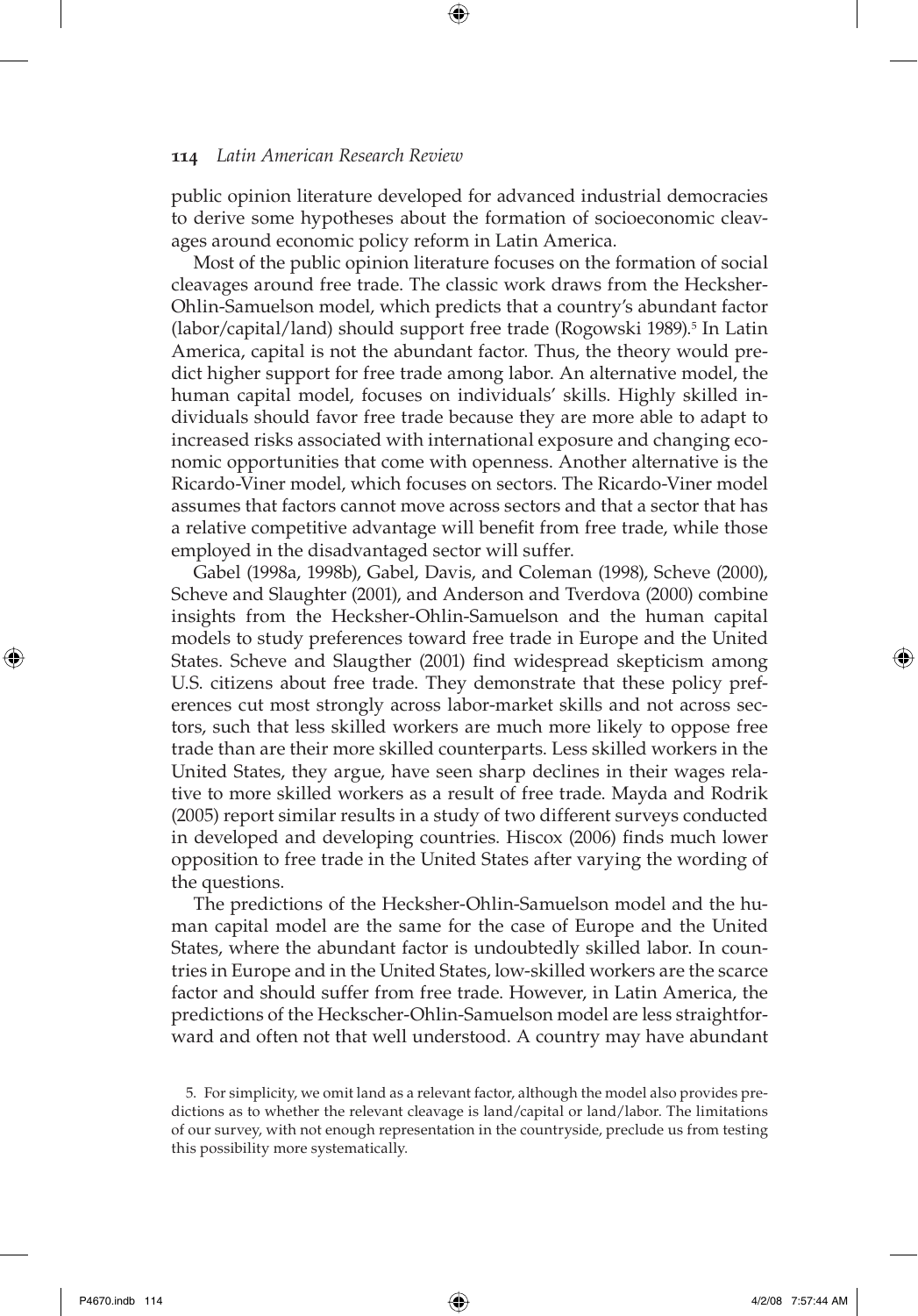public opinion literature developed for advanced industrial democracies to derive some hypotheses about the formation of socioeconomic cleavages around economic policy reform in Latin America.

Most of the public opinion literature focuses on the formation of social cleavages around free trade. The classic work draws from the Hecksher-Ohlin-Samuelson model, which predicts that a country's abundant factor (labor/capital/land) should support free trade (Rogowski 1989).[5] In Latin America, capital is not the abundant factor. Thus, the theory would predict higher support for free trade among labor. An alternative model, the human capital model, focuses on individuals' skills. Highly skilled individuals should favor free trade because they are more able to adapt to increased risks associated with international exposure and changing economic opportunities that come with openness. Another alternative is the Ricardo-Viner model, which focuses on sectors. The Ricardo-Viner model assumes that factors cannot move across sectors and that a sector that has a relative competitive advantage will benefit from free trade, while those employed in the disadvantaged sector will suffer.

Gabel (1998a, 1998b), Gabel, Davis, and Coleman (1998), Scheve (2000), Scheve and Slaughter (2001), and Anderson and Tverdova (2000) combine insights from the Hecksher-Ohlin-Samuelson and the human capital models to study preferences toward free trade in Europe and the United States. Scheve and Slaugther (2001) find widespread skepticism among U.S. citizens about free trade. They demonstrate that these policy preferences cut most strongly across labor-market skills and not across sectors, such that less skilled workers are much more likely to oppose free trade than are their more skilled counterparts. Less skilled workers in the United States, they argue, have seen sharp declines in their wages relative to more skilled workers as a result of free trade. Mayda and Rodrik (2005) report similar results in a study of two different surveys conducted in developed and developing countries. Hiscox (2006) finds much lower opposition to free trade in the United States after varying the wording of the questions.

The predictions of the Hecksher-Ohlin-Samuelson model and the human capital model are the same for the case of Europe and the United States, where the abundant factor is undoubtedly skilled labor. In countries in Europe and in the United States, low-skilled workers are the scarce factor and should suffer from free trade. However, in Latin America, the predictions of the Heckscher-Ohlin-Samuelson model are less straightforward and often not that well understood. A country may have abundant

5. For simplicity, we omit land as a relevant factor, although the model also provides predictions as to whether the relevant cleavage is land/capital or land/labor. The limitations of our survey, with not enough representation in the countryside, preclude us from testing this possibility more systematically.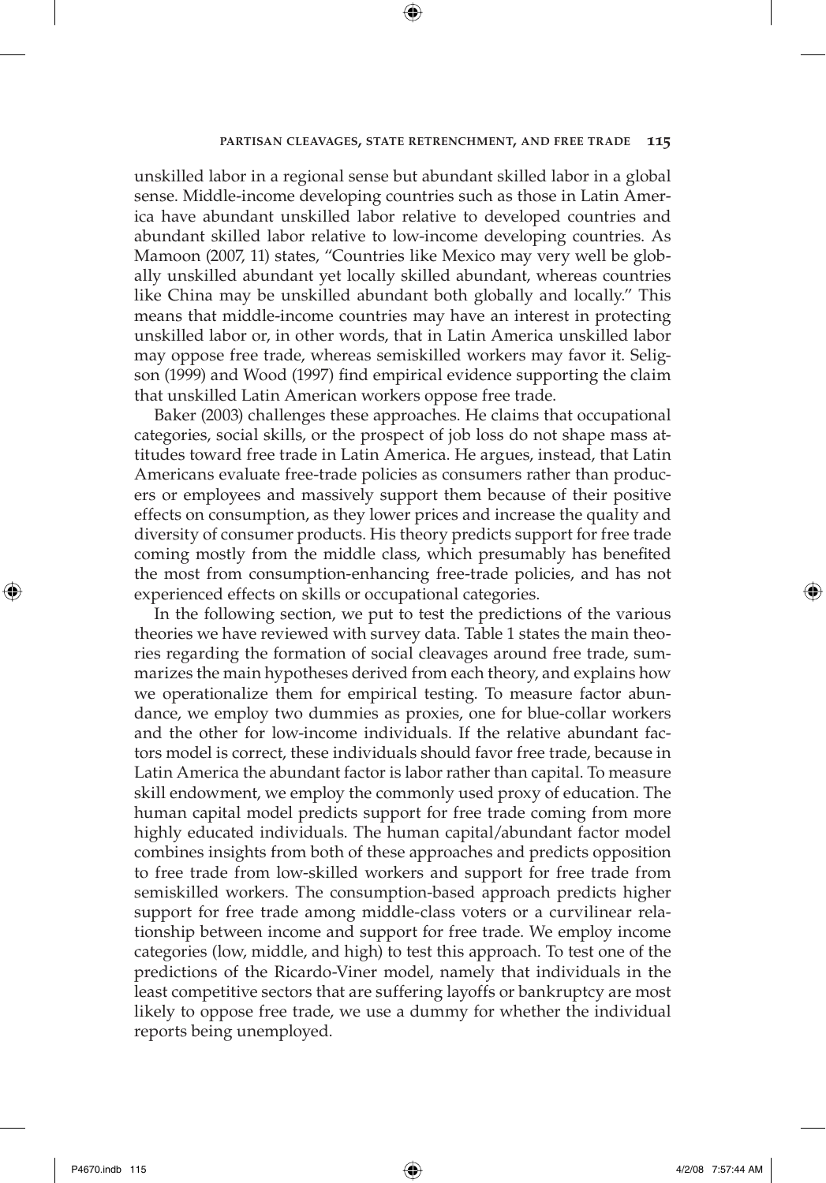unskilled labor in a regional sense but abundant skilled labor in a global sense. Middle-income developing countries such as those in Latin America have abundant unskilled labor relative to developed countries and abundant skilled labor relative to low-income developing countries. As Mamoon (2007, 11) states, "Countries like Mexico may very well be globally unskilled abundant yet locally skilled abundant, whereas countries like China may be unskilled abundant both globally and locally." This means that middle-income countries may have an interest in protecting unskilled labor or, in other words, that in Latin America unskilled labor may oppose free trade, whereas semiskilled workers may favor it. Seligson (1999) and Wood (1997) find empirical evidence supporting the claim that unskilled Latin American workers oppose free trade.

Baker (2003) challenges these approaches. He claims that occupational categories, social skills, or the prospect of job loss do not shape mass attitudes toward free trade in Latin America. He argues, instead, that Latin Americans evaluate free-trade policies as consumers rather than producers or employees and massively support them because of their positive effects on consumption, as they lower prices and increase the quality and diversity of consumer products. His theory predicts support for free trade coming mostly from the middle class, which presumably has benefited the most from consumption-enhancing free-trade policies, and has not experienced effects on skills or occupational categories.

In the following section, we put to test the predictions of the various theories we have reviewed with survey data. Table 1 states the main theories regarding the formation of social cleavages around free trade, summarizes the main hypotheses derived from each theory, and explains how we operationalize them for empirical testing. To measure factor abundance, we employ two dummies as proxies, one for blue-collar workers and the other for low-income individuals. If the relative abundant factors model is correct, these individuals should favor free trade, because in Latin America the abundant factor is labor rather than capital. To measure skill endowment, we employ the commonly used proxy of education. The human capital model predicts support for free trade coming from more highly educated individuals. The human capital/abundant factor model combines insights from both of these approaches and predicts opposition to free trade from low-skilled workers and support for free trade from semiskilled workers. The consumption-based approach predicts higher support for free trade among middle-class voters or a curvilinear relationship between income and support for free trade. We employ income categories (low, middle, and high) to test this approach. To test one of the predictions of the Ricardo-Viner model, namely that individuals in the least competitive sectors that are suffering layoffs or bankruptcy are most likely to oppose free trade, we use a dummy for whether the individual reports being unemployed.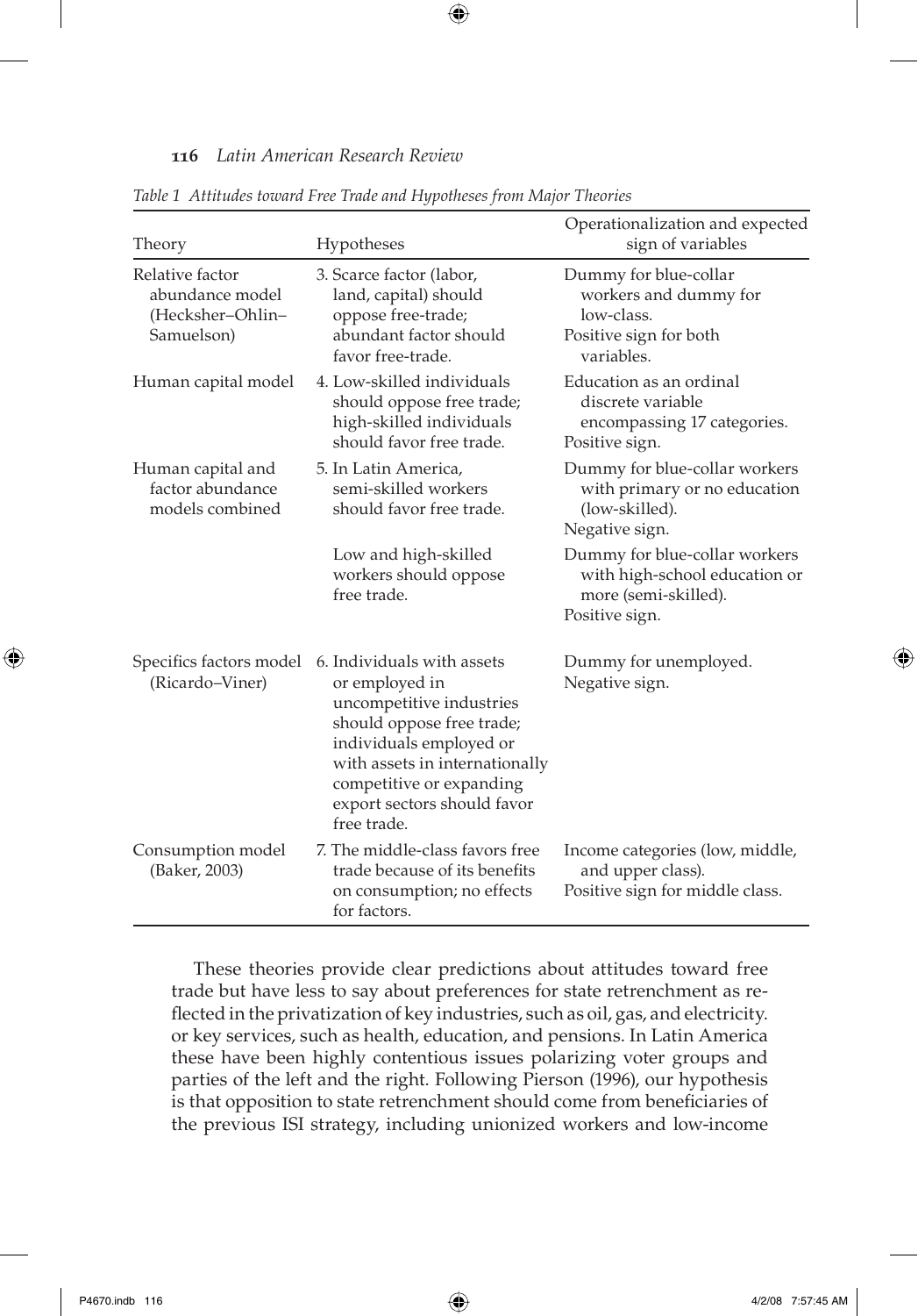*Table 1 Attitudes toward Free Trade and Hypotheses from Major Theories*

| Theory | Hypotheses | Operationalization and expected sign of variables |
| --- | --- | --- |
| Relative factor abundance model (Hecksher–Ohlin–Samuelson) | 3. Scarce factor (labor, land, capital) should oppose free-trade; abundant factor should favor free-trade. | Dummy for blue-collar workers and dummy for low-class. Positive sign for both variables. |
| Human capital model | 4. Low-skilled individuals should oppose free trade; high-skilled individuals should favor free trade. | Education as an ordinal discrete variable encompassing 17 categories. Positive sign. |
| Human capital and factor abundance models combined | 5. In Latin America, semi-skilled workers should favor free trade. | Dummy for blue-collar workers with primary or no education (low-skilled). Negative sign. |
| | Low and high-skilled workers should oppose free trade. | Dummy for blue-collar workers with high-school education or more (semi-skilled). Positive sign. |
| Specifics factors model (Ricardo–Viner) | 6. Individuals with assets or employed in uncompetitive industries should oppose free trade; individuals employed or with assets in internationally competitive or expanding export sectors should favor free trade. | Dummy for unemployed. Negative sign. |
| Consumption model (Baker, 2003) | 7. The middle-class favors free trade because of its benefits on consumption; no effects for factors. | Income categories (low, middle, and upper class). Positive sign for middle class. |

These theories provide clear predictions about attitudes toward free trade but have less to say about preferences for state retrenchment as reflected in the privatization of key industries, such as oil, gas, and electricity. or key services, such as health, education, and pensions. In Latin America these have been highly contentious issues polarizing voter groups and parties of the left and the right. Following Pierson (1996), our hypothesis is that opposition to state retrenchment should come from beneficiaries of the previous ISI strategy, including unionized workers and low-income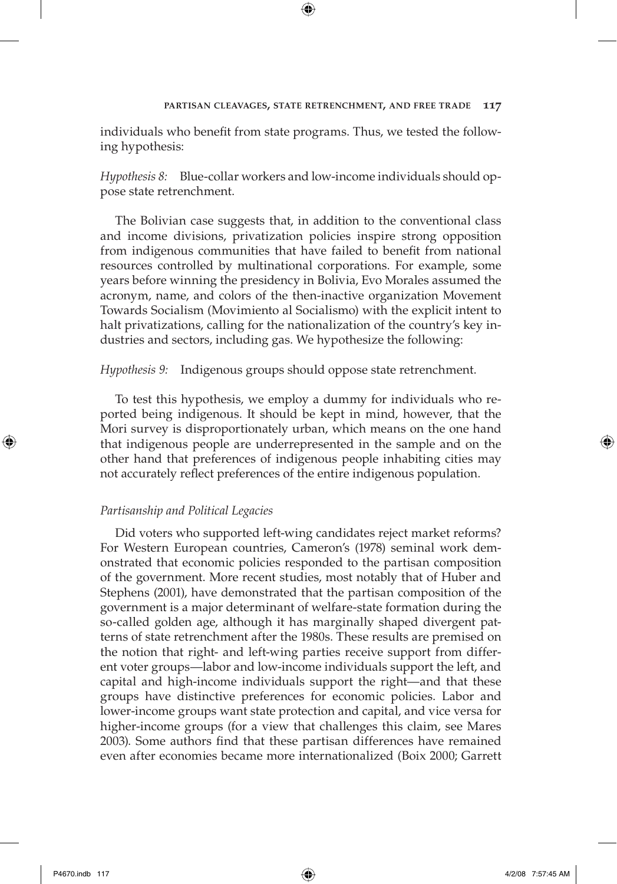individuals who benefit from state programs. Thus, we tested the following hypothesis:

*Hypothesis 8:* Blue-collar workers and low-income individuals should oppose state retrenchment.

The Bolivian case suggests that, in addition to the conventional class and income divisions, privatization policies inspire strong opposition from indigenous communities that have failed to benefit from national resources controlled by multinational corporations. For example, some years before winning the presidency in Bolivia, Evo Morales assumed the acronym, name, and colors of the then-inactive organization Movement Towards Socialism (Movimiento al Socialismo) with the explicit intent to halt privatizations, calling for the nationalization of the country's key industries and sectors, including gas. We hypothesize the following:

*Hypothesis 9:* Indigenous groups should oppose state retrenchment.

To test this hypothesis, we employ a dummy for individuals who reported being indigenous. It should be kept in mind, however, that the Mori survey is disproportionately urban, which means on the one hand that indigenous people are underrepresented in the sample and on the other hand that preferences of indigenous people inhabiting cities may not accurately reflect preferences of the entire indigenous population.

### *Partisanship and Political Legacies*

Did voters who supported left-wing candidates reject market reforms? For Western European countries, Cameron's (1978) seminal work demonstrated that economic policies responded to the partisan composition of the government. More recent studies, most notably that of Huber and Stephens (2001), have demonstrated that the partisan composition of the government is a major determinant of welfare-state formation during the so-called golden age, although it has marginally shaped divergent patterns of state retrenchment after the 1980s. These results are premised on the notion that right- and left-wing parties receive support from different voter groups—labor and low-income individuals support the left, and capital and high-income individuals support the right—and that these groups have distinctive preferences for economic policies. Labor and lower-income groups want state protection and capital, and vice versa for higher-income groups (for a view that challenges this claim, see Mares 2003). Some authors find that these partisan differences have remained even after economies became more internationalized (Boix 2000; Garrett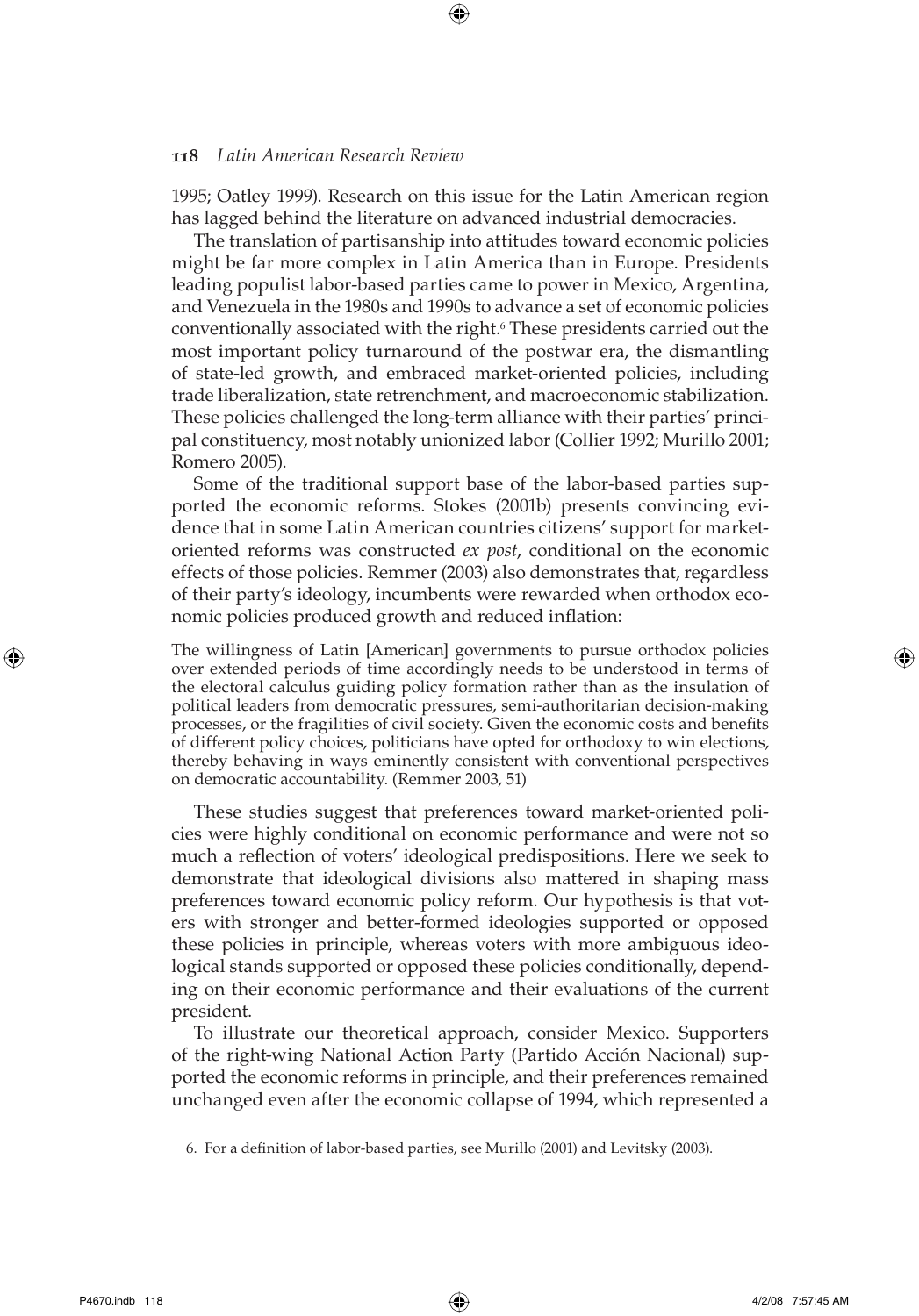1995; Oatley 1999). Research on this issue for the Latin American region has lagged behind the literature on advanced industrial democracies.

The translation of partisanship into attitudes toward economic policies might be far more complex in Latin America than in Europe. Presidents leading populist labor-based parties came to power in Mexico, Argentina, and Venezuela in the 1980s and 1990s to advance a set of economic policies conventionally associated with the right.[6] These presidents carried out the most important policy turnaround of the postwar era, the dismantling of state-led growth, and embraced market-oriented policies, including trade liberalization, state retrenchment, and macroeconomic stabilization. These policies challenged the long-term alliance with their parties' principal constituency, most notably unionized labor (Collier 1992; Murillo 2001; Romero 2005).

Some of the traditional support base of the labor-based parties supported the economic reforms. Stokes (2001b) presents convincing evidence that in some Latin American countries citizens' support for market-oriented reforms was constructed *ex post*, conditional on the economic effects of those policies. Remmer (2003) also demonstrates that, regardless of their party's ideology, incumbents were rewarded when orthodox economic policies produced growth and reduced inflation:

> The willingness of Latin [American] governments to pursue orthodox policies over extended periods of time accordingly needs to be understood in terms of the electoral calculus guiding policy formation rather than as the insulation of political leaders from democratic pressures, semi-authoritarian decision-making processes, or the fragilities of civil society. Given the economic costs and benefits of different policy choices, politicians have opted for orthodoxy to win elections, thereby behaving in ways eminently consistent with conventional perspectives on democratic accountability. (Remmer 2003, 51)

These studies suggest that preferences toward market-oriented policies were highly conditional on economic performance and were not so much a reflection of voters' ideological predispositions. Here we seek to demonstrate that ideological divisions also mattered in shaping mass preferences toward economic policy reform. Our hypothesis is that voters with stronger and better-formed ideologies supported or opposed these policies in principle, whereas voters with more ambiguous ideological stands supported or opposed these policies conditionally, depending on their economic performance and their evaluations of the current president.

To illustrate our theoretical approach, consider Mexico. Supporters of the right-wing National Action Party (Partido Acción Nacional) supported the economic reforms in principle, and their preferences remained unchanged even after the economic collapse of 1994, which represented a

6. For a definition of labor-based parties, see Murillo (2001) and Levitsky (2003).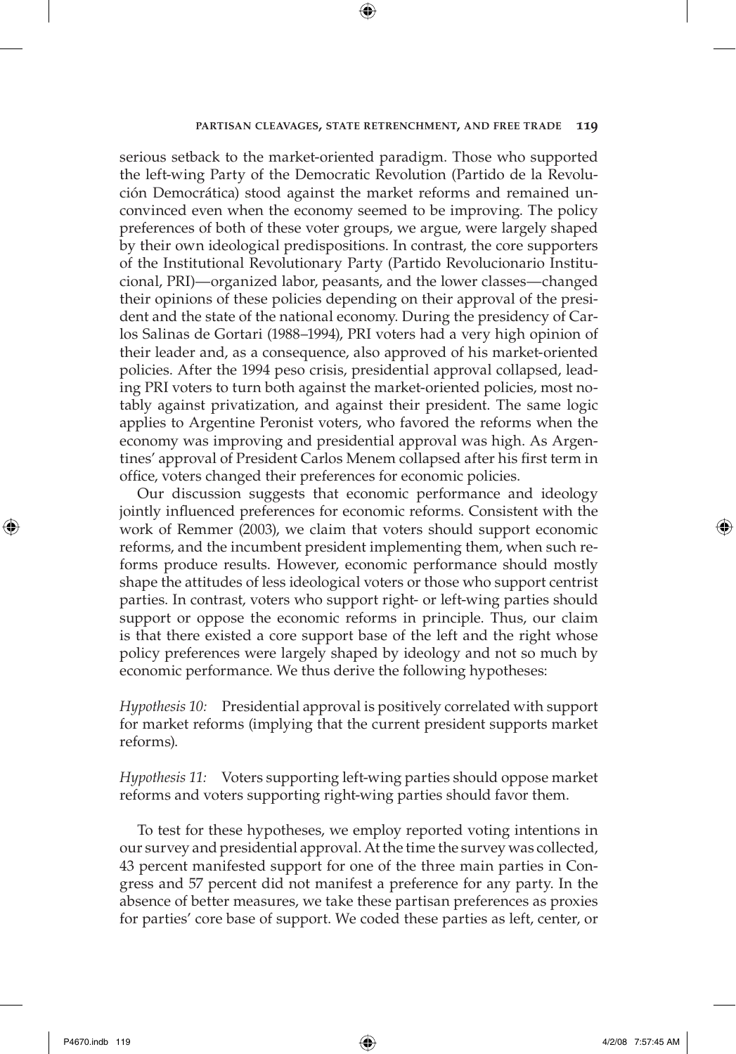serious setback to the market-oriented paradigm. Those who supported the left-wing Party of the Democratic Revolution (Partido de la Revolución Democrática) stood against the market reforms and remained unconvinced even when the economy seemed to be improving. The policy preferences of both of these voter groups, we argue, were largely shaped by their own ideological predispositions. In contrast, the core supporters of the Institutional Revolutionary Party (Partido Revolucionario Institucional, PRI)—organized labor, peasants, and the lower classes—changed their opinions of these policies depending on their approval of the president and the state of the national economy. During the presidency of Carlos Salinas de Gortari (1988–1994), PRI voters had a very high opinion of their leader and, as a consequence, also approved of his market-oriented policies. After the 1994 peso crisis, presidential approval collapsed, leading PRI voters to turn both against the market-oriented policies, most notably against privatization, and against their president. The same logic applies to Argentine Peronist voters, who favored the reforms when the economy was improving and presidential approval was high. As Argentines' approval of President Carlos Menem collapsed after his first term in office, voters changed their preferences for economic policies.

Our discussion suggests that economic performance and ideology jointly influenced preferences for economic reforms. Consistent with the work of Remmer (2003), we claim that voters should support economic reforms, and the incumbent president implementing them, when such reforms produce results. However, economic performance should mostly shape the attitudes of less ideological voters or those who support centrist parties. In contrast, voters who support right- or left-wing parties should support or oppose the economic reforms in principle. Thus, our claim is that there existed a core support base of the left and the right whose policy preferences were largely shaped by ideology and not so much by economic performance. We thus derive the following hypotheses:

*Hypothesis 10:* Presidential approval is positively correlated with support for market reforms (implying that the current president supports market reforms).

*Hypothesis 11:* Voters supporting left-wing parties should oppose market reforms and voters supporting right-wing parties should favor them.

To test for these hypotheses, we employ reported voting intentions in our survey and presidential approval. At the time the survey was collected, 43 percent manifested support for one of the three main parties in Congress and 57 percent did not manifest a preference for any party. In the absence of better measures, we take these partisan preferences as proxies for parties' core base of support. We coded these parties as left, center, or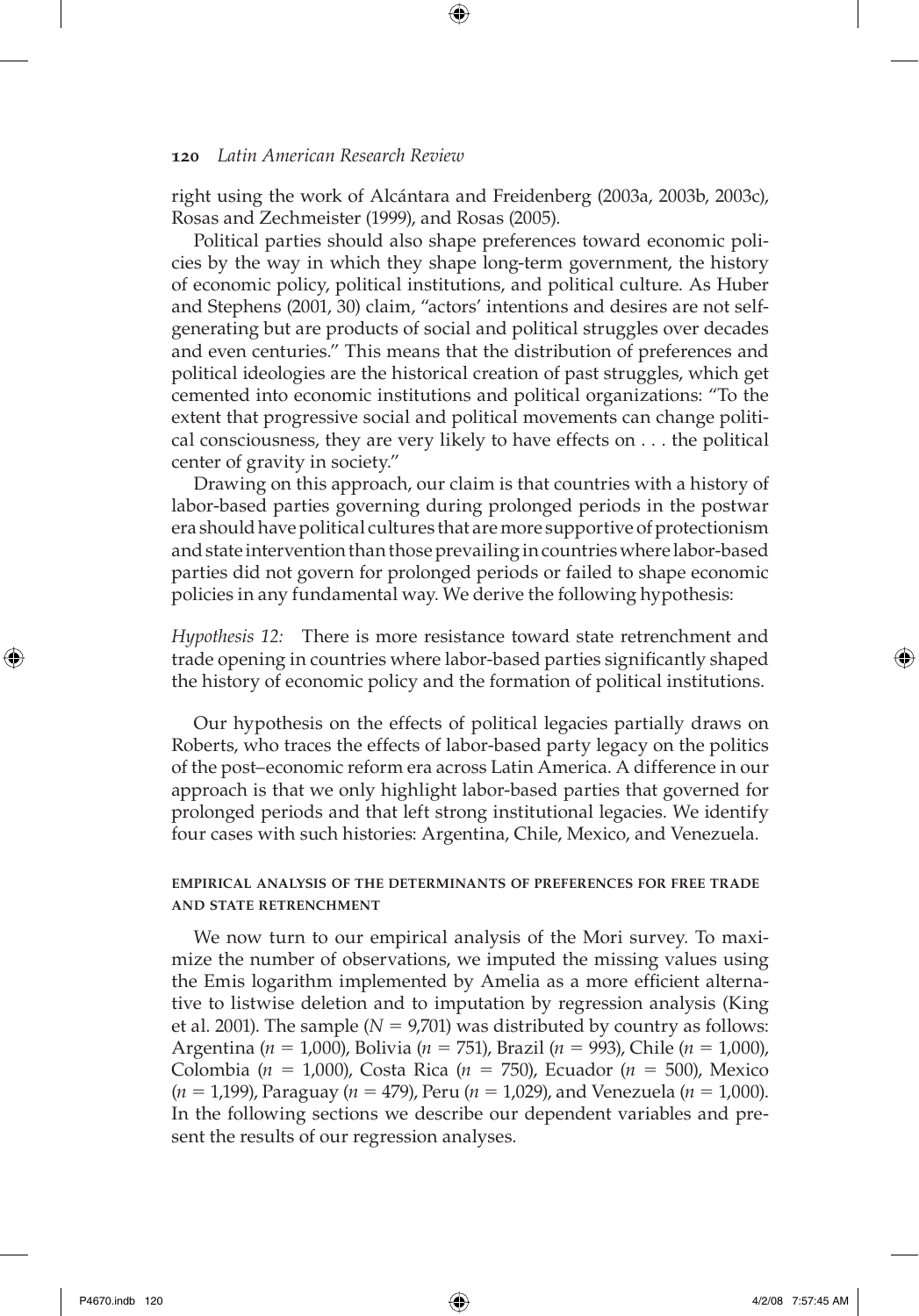right using the work of Alcántara and Freidenberg (2003a, 2003b, 2003c), Rosas and Zechmeister (1999), and Rosas (2005).

Political parties should also shape preferences toward economic policies by the way in which they shape long-term government, the history of economic policy, political institutions, and political culture. As Huber and Stephens (2001, 30) claim, "actors' intentions and desires are not self-generating but are products of social and political struggles over decades and even centuries." This means that the distribution of preferences and political ideologies are the historical creation of past struggles, which get cemented into economic institutions and political organizations: "To the extent that progressive social and political movements can change political consciousness, they are very likely to have effects on . . . the political center of gravity in society."

Drawing on this approach, our claim is that countries with a history of labor-based parties governing during prolonged periods in the postwar era should have political cultures that are more supportive of protectionism and state intervention than those prevailing in countries where labor-based parties did not govern for prolonged periods or failed to shape economic policies in any fundamental way. We derive the following hypothesis:

*Hypothesis 12:* There is more resistance toward state retrenchment and trade opening in countries where labor-based parties significantly shaped the history of economic policy and the formation of political institutions.

Our hypothesis on the effects of political legacies partially draws on Roberts, who traces the effects of labor-based party legacy on the politics of the post–economic reform era across Latin America. A difference in our approach is that we only highlight labor-based parties that governed for prolonged periods and that left strong institutional legacies. We identify four cases with such histories: Argentina, Chile, Mexico, and Venezuela.

### EMPIRICAL ANALYSIS OF THE DETERMINANTS OF PREFERENCES FOR FREE TRADE AND STATE RETRENCHMENT

We now turn to our empirical analysis of the Mori survey. To maximize the number of observations, we imputed the missing values using the Emis logarithm implemented by Amelia as a more efficient alternative to listwise deletion and to imputation by regression analysis (King et al. 2001). The sample ($N = 9{,}701$) was distributed by country as follows: Argentina ($n = 1{,}000$), Bolivia ($n = 751$), Brazil ($n = 993$), Chile ($n = 1{,}000$), Colombia ($n = 1{,}000$), Costa Rica ($n = 750$), Ecuador ($n = 500$), Mexico ($n = 1{,}199$), Paraguay ($n = 479$), Peru ($n = 1{,}029$), and Venezuela ($n = 1{,}000$). In the following sections we describe our dependent variables and present the results of our regression analyses.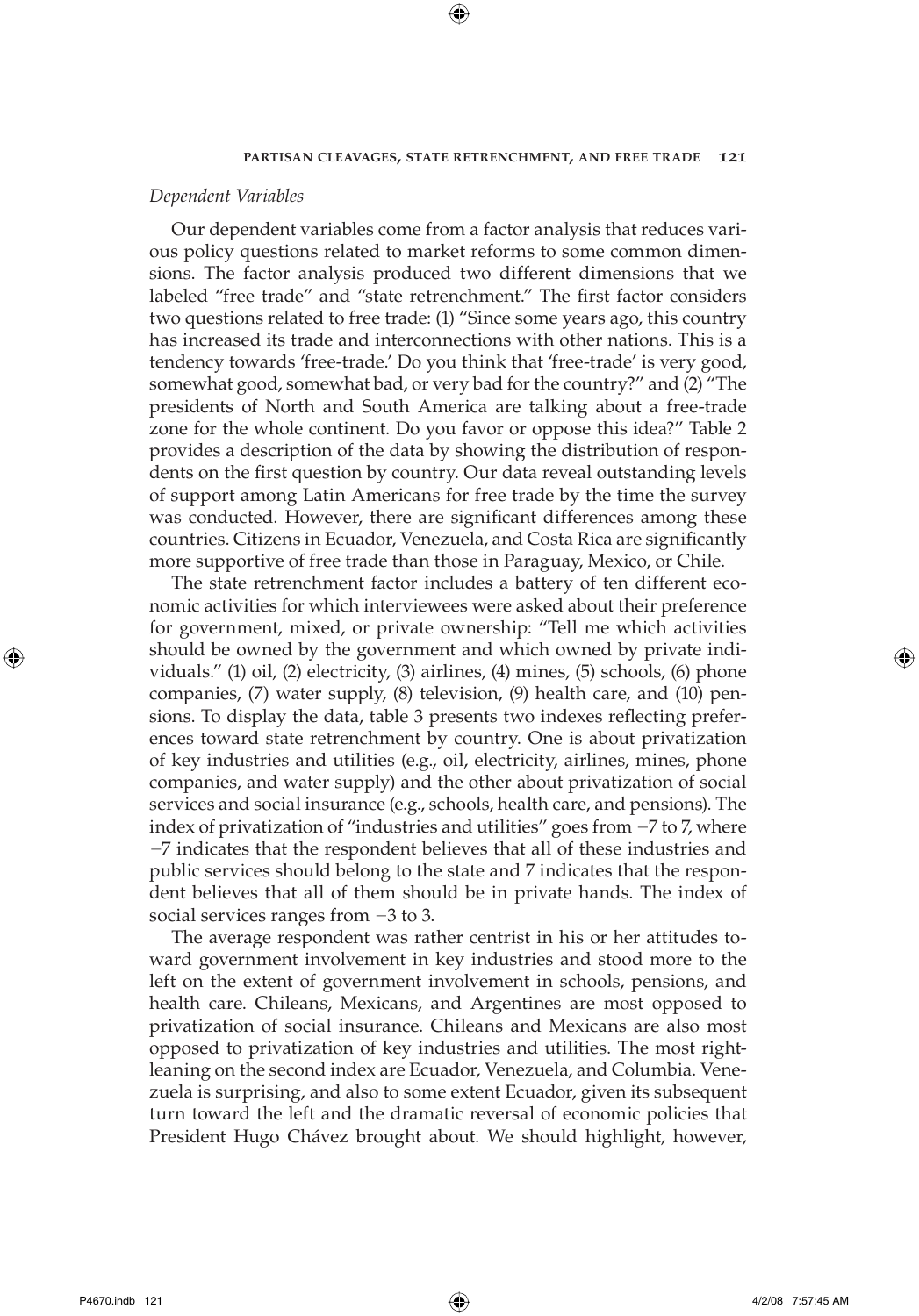*Dependent Variables*

Our dependent variables come from a factor analysis that reduces various policy questions related to market reforms to some common dimensions. The factor analysis produced two different dimensions that we labeled "free trade" and "state retrenchment." The first factor considers two questions related to free trade: (1) "Since some years ago, this country has increased its trade and interconnections with other nations. This is a tendency towards 'free-trade.' Do you think that 'free-trade' is very good, somewhat good, somewhat bad, or very bad for the country?" and (2) "The presidents of North and South America are talking about a free-trade zone for the whole continent. Do you favor or oppose this idea?" Table 2 provides a description of the data by showing the distribution of respondents on the first question by country. Our data reveal outstanding levels of support among Latin Americans for free trade by the time the survey was conducted. However, there are significant differences among these countries. Citizens in Ecuador, Venezuela, and Costa Rica are significantly more supportive of free trade than those in Paraguay, Mexico, or Chile.

The state retrenchment factor includes a battery of ten different economic activities for which interviewees were asked about their preference for government, mixed, or private ownership: "Tell me which activities should be owned by the government and which owned by private individuals." (1) oil, (2) electricity, (3) airlines, (4) mines, (5) schools, (6) phone companies, (7) water supply, (8) television, (9) health care, and (10) pensions. To display the data, table 3 presents two indexes reflecting preferences toward state retrenchment by country. One is about privatization of key industries and utilities (e.g., oil, electricity, airlines, mines, phone companies, and water supply) and the other about privatization of social services and social insurance (e.g., schools, health care, and pensions). The index of privatization of "industries and utilities" goes from −7 to 7, where −7 indicates that the respondent believes that all of these industries and public services should belong to the state and 7 indicates that the respondent believes that all of them should be in private hands. The index of social services ranges from −3 to 3.

The average respondent was rather centrist in his or her attitudes toward government involvement in key industries and stood more to the left on the extent of government involvement in schools, pensions, and health care. Chileans, Mexicans, and Argentines are most opposed to privatization of social insurance. Chileans and Mexicans are also most opposed to privatization of key industries and utilities. The most right-leaning on the second index are Ecuador, Venezuela, and Columbia. Venezuela is surprising, and also to some extent Ecuador, given its subsequent turn toward the left and the dramatic reversal of economic policies that President Hugo Chávez brought about. We should highlight, however,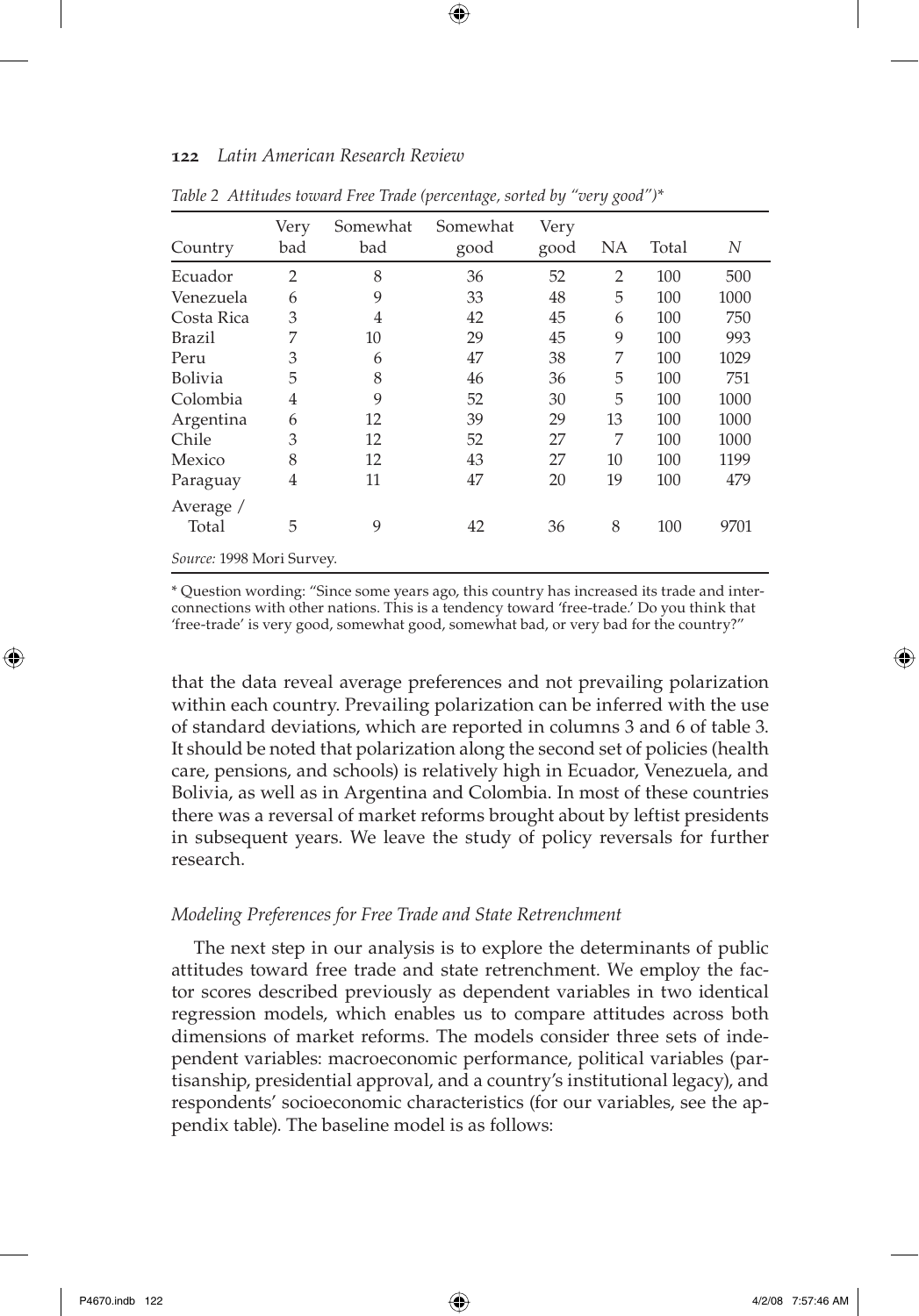*Table 2 Attitudes toward Free Trade (percentage, sorted by "very good")**

| Country | Very bad | Somewhat bad | Somewhat good | Very good | NA | Total | *N* |
|---|---|---|---|---|---|---|---|
| Ecuador | 2 | 8 | 36 | 52 | 2 | 100 | 500 |
| Venezuela | 6 | 9 | 33 | 48 | 5 | 100 | 1000 |
| Costa Rica | 3 | 4 | 42 | 45 | 6 | 100 | 750 |
| Brazil | 7 | 10 | 29 | 45 | 9 | 100 | 993 |
| Peru | 3 | 6 | 47 | 38 | 7 | 100 | 1029 |
| Bolivia | 5 | 8 | 46 | 36 | 5 | 100 | 751 |
| Colombia | 4 | 9 | 52 | 30 | 5 | 100 | 1000 |
| Argentina | 6 | 12 | 39 | 29 | 13 | 100 | 1000 |
| Chile | 3 | 12 | 52 | 27 | 7 | 100 | 1000 |
| Mexico | 8 | 12 | 43 | 27 | 10 | 100 | 1199 |
| Paraguay | 4 | 11 | 47 | 20 | 19 | 100 | 479 |
| Average / Total | 5 | 9 | 42 | 36 | 8 | 100 | 9701 |

*Source:* 1998 Mori Survey.

* Question wording: "Since some years ago, this country has increased its trade and interconnections with other nations. This is a tendency toward 'free-trade.' Do you think that 'free-trade' is very good, somewhat good, somewhat bad, or very bad for the country?"

that the data reveal average preferences and not prevailing polarization within each country. Prevailing polarization can be inferred with the use of standard deviations, which are reported in columns 3 and 6 of table 3. It should be noted that polarization along the second set of policies (health care, pensions, and schools) is relatively high in Ecuador, Venezuela, and Bolivia, as well as in Argentina and Colombia. In most of these countries there was a reversal of market reforms brought about by leftist presidents in subsequent years. We leave the study of policy reversals for further research.

### *Modeling Preferences for Free Trade and State Retrenchment*

The next step in our analysis is to explore the determinants of public attitudes toward free trade and state retrenchment. We employ the factor scores described previously as dependent variables in two identical regression models, which enables us to compare attitudes across both dimensions of market reforms. The models consider three sets of independent variables: macroeconomic performance, political variables (partisanship, presidential approval, and a country's institutional legacy), and respondents' socioeconomic characteristics (for our variables, see the appendix table). The baseline model is as follows: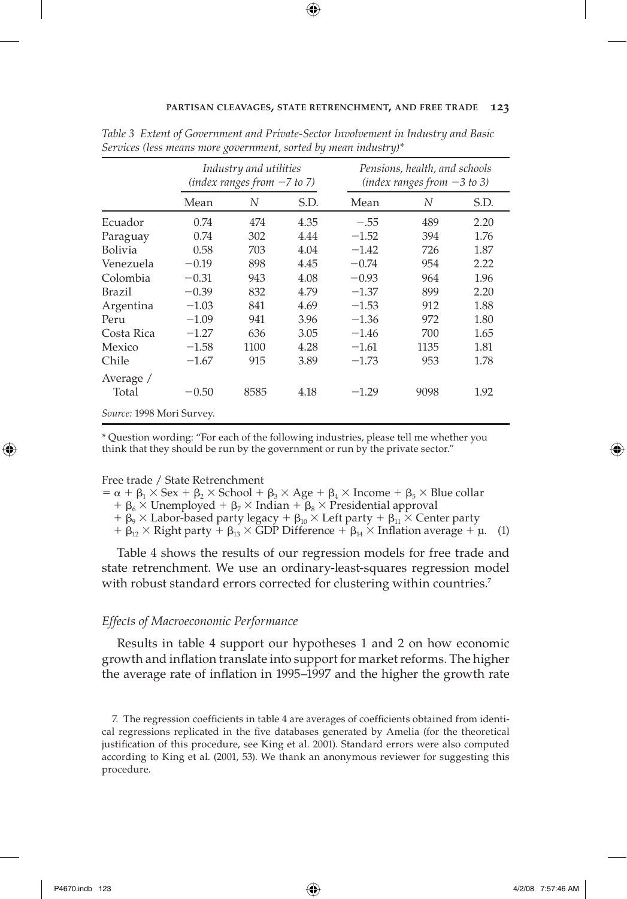*Table 3 Extent of Government and Private-Sector Involvement in Industry and Basic Services (less means more government, sorted by mean industry)**

| | *Industry and utilities (index ranges from −7 to 7)* | | | *Pensions, health, and schools (index ranges from −3 to 3)* | | |
|---|---|---|---|---|---|---|
| | Mean | *N* | S.D. | Mean | *N* | S.D. |
| Ecuador | 0.74 | 474 | 4.35 | −.55 | 489 | 2.20 |
| Paraguay | 0.74 | 302 | 4.44 | −1.52 | 394 | 1.76 |
| Bolivia | 0.58 | 703 | 4.04 | −1.42 | 726 | 1.87 |
| Venezuela | −0.19 | 898 | 4.45 | −0.74 | 954 | 2.22 |
| Colombia | −0.31 | 943 | 4.08 | −0.93 | 964 | 1.96 |
| Brazil | −0.39 | 832 | 4.79 | −1.37 | 899 | 2.20 |
| Argentina | −1.03 | 841 | 4.69 | −1.53 | 912 | 1.88 |
| Peru | −1.09 | 941 | 3.96 | −1.36 | 972 | 1.80 |
| Costa Rica | −1.27 | 636 | 3.05 | −1.46 | 700 | 1.65 |
| Mexico | −1.58 | 1100 | 4.28 | −1.61 | 1135 | 1.81 |
| Chile | −1.67 | 915 | 3.89 | −1.73 | 953 | 1.78 |
| Average / Total | −0.50 | 8585 | 4.18 | −1.29 | 9098 | 1.92 |

*Source:* 1998 Mori Survey.

\* Question wording: "For each of the following industries, please tell me whether you think that they should be run by the government or run by the private sector."

Free trade / State Retrenchment

$$= \alpha + \beta_1 \times \text{Sex} + \beta_2 \times \text{School} + \beta_3 \times \text{Age} + \beta_4 \times \text{Income} + \beta_5 \times \text{Blue collar} + \beta_6 \times \text{Unemployed} + \beta_7 \times \text{Indian} + \beta_8 \times \text{Presidential approval} + \beta_9 \times \text{Labor-based party legacy} + \beta_{10} \times \text{Left party} + \beta_{11} \times \text{Center party} + \beta_{12} \times \text{Right party} + \beta_{13} \times \text{GDP Difference} + \beta_{14} \times \text{Inflation average} + \mu. \quad (1)$$

Table 4 shows the results of our regression models for free trade and state retrenchment. We use an ordinary-least-squares regression model with robust standard errors corrected for clustering within countries.[7]

### *Effects of Macroeconomic Performance*

Results in table 4 support our hypotheses 1 and 2 on how economic growth and inflation translate into support for market reforms. The higher the average rate of inflation in 1995–1997 and the higher the growth rate

7. The regression coefficients in table 4 are averages of coefficients obtained from identical regressions replicated in the five databases generated by Amelia (for the theoretical justification of this procedure, see King et al. 2001). Standard errors were also computed according to King et al. (2001, 53). We thank an anonymous reviewer for suggesting this procedure.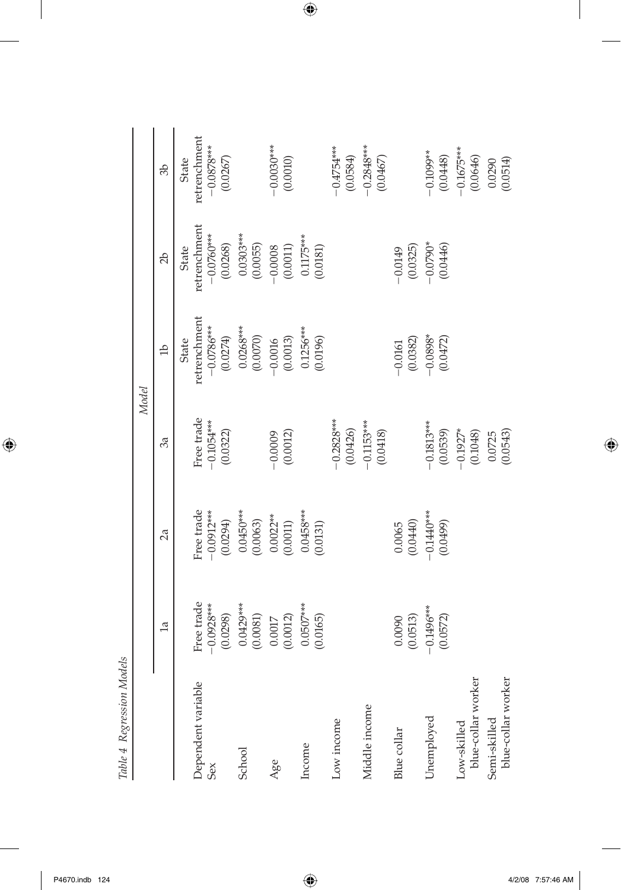*Table 4 Regression Models*

| | Model | | | | | |
|---|---|---|---|---|---|---|
| | 1a | 2a | 3a | 1b | 2b | 3b |
| Dependent variable | Free trade | Free trade | Free trade | State retrenchment | State retrenchment | State retrenchment |
| Sex | −0.0928*** (0.0298) | −0.0912*** (0.0294) | −0.1054*** (0.0322) | −0.0786*** (0.0274) | −0.0760*** (0.0268) | −0.0878*** (0.0267) |
| School | 0.0429*** (0.0081) | 0.0450*** (0.0063) | | 0.0268*** (0.0070) | 0.0303*** (0.0055) | |
| Age | 0.0017 (0.0012) | 0.0022** (0.0011) | −0.0009 (0.0012) | −0.0016 (0.0013) | −0.0008 (0.0011) | −0.0030*** (0.0010) |
| Income | 0.0507*** (0.0165) | 0.0458*** (0.0131) | | 0.1256*** (0.0196) | 0.1175*** (0.0181) | |
| Low income | | | −0.2828*** (0.0426) | | | −0.4754*** (0.0584) |
| Middle income | | | −0.1153*** (0.0418) | | | −0.2848*** (0.0467) |
| Blue collar | 0.0090 (0.0513) | 0.0065 (0.0440) | | −0.0161 (0.0382) | −0.0149 (0.0325) | |
| Unemployed | −0.1496*** (0.0572) | −0.1440*** (0.0499) | −0.1813*** (0.0539) | −0.0898* (0.0472) | −0.0790* (0.0446) | −0.1099** (0.0448) |
| Low-skilled blue-collar worker | | | −0.1927* (0.1048) | | | −0.1675*** (0.0646) |
| Semi-skilled blue-collar worker | | | 0.0725 (0.0543) | | | 0.0290 (0.0514) |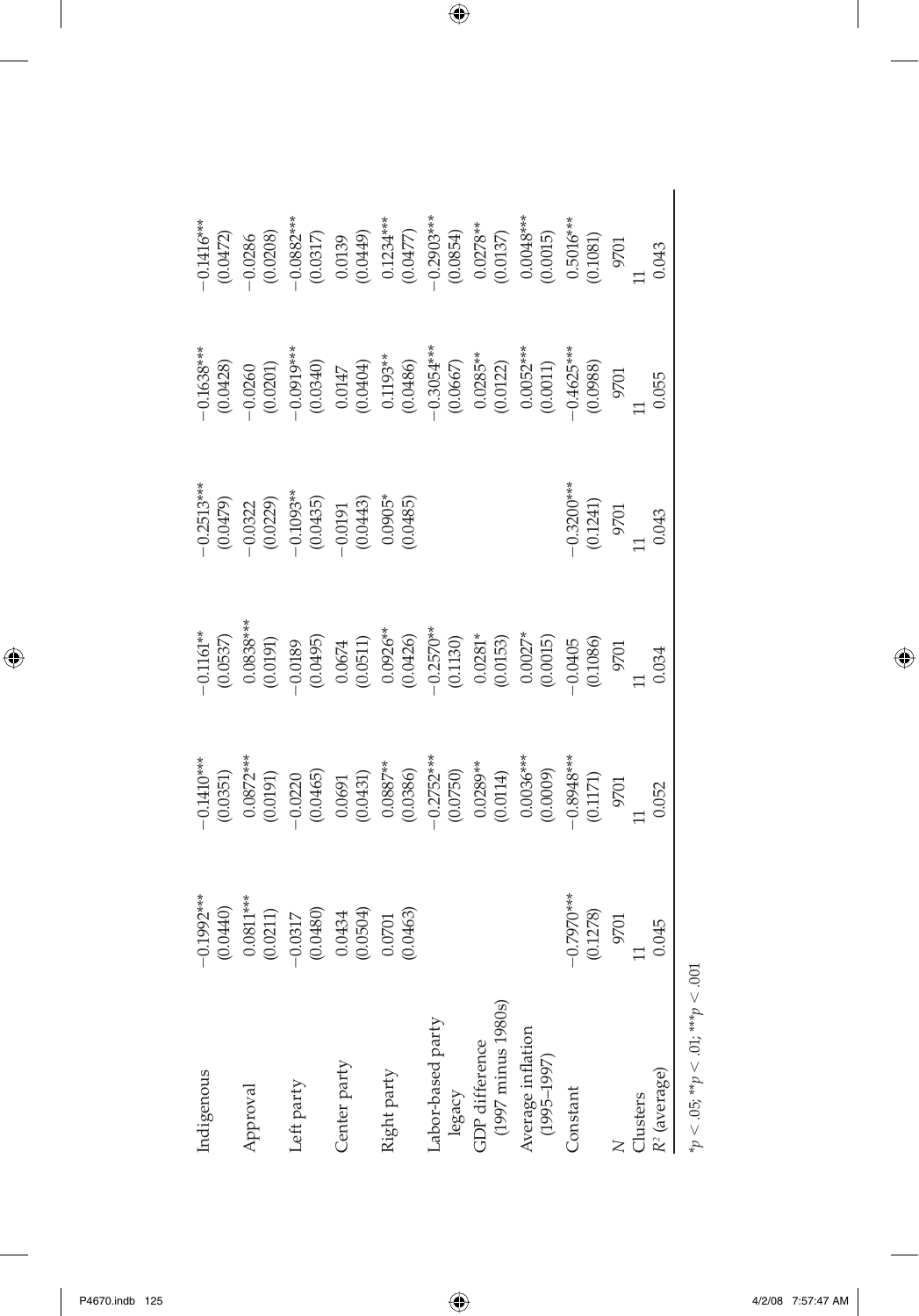| | | | | | | |
|---|---|---|---|---|---|---|
| Indigenous | −0.1992*** | −0.1410*** | −0.1161** | −0.2513*** | −0.1638*** | −0.1416*** |
| | (0.0440) | (0.0351) | (0.0537) | (0.0479) | (0.0428) | (0.0472) |
| Approval | 0.0811*** | 0.0872*** | 0.0838*** | −0.0322 | −0.0260 | −0.0286 |
| | (0.0211) | (0.0191) | (0.0191) | (0.0229) | (0.0201) | (0.0208) |
| Left party | −0.0317 | −0.0220 | −0.0189 | −0.1093** | −0.0919*** | −0.0882*** |
| | (0.0480) | (0.0465) | (0.0495) | (0.0435) | (0.0340) | (0.0317) |
| Center party | 0.0434 | 0.0691 | 0.0674 | −0.0191 | 0.0147 | 0.0139 |
| | (0.0504) | (0.0431) | (0.0511) | (0.0443) | (0.0404) | (0.0449) |
| Right party | 0.0701 | 0.0887** | 0.0926** | 0.0905* | 0.1193** | 0.1234*** |
| | (0.0463) | (0.0386) | (0.0426) | (0.0485) | (0.0486) | (0.0477) |
| Labor-based party legacy | | −0.2752*** | −0.2570** | | −0.3054*** | −0.2903*** |
| | | (0.0750) | (0.1130) | | (0.0667) | (0.0854) |
| GDP difference (1997 minus 1980s) | | 0.0289** | 0.0281* | | 0.0285** | 0.0278** |
| | | (0.0114) | (0.0153) | | (0.0122) | (0.0137) |
| Average inflation (1995–1997) | | 0.0036*** | 0.0027* | | 0.0052*** | 0.0048*** |
| | | (0.0009) | (0.0015) | | (0.0011) | (0.0015) |
| Constant | −0.7970*** | −0.8948*** | −0.0405 | −0.3200*** | −0.4625*** | 0.5016*** |
| | (0.1278) | (0.1171) | (0.1086) | (0.1241) | (0.0988) | (0.1081) |
| $N$ | 9701 | 9701 | 9701 | 9701 | 9701 | 9701 |
| Clusters | 11 | 11 | 11 | 11 | 11 | 11 |
| $R^2$ (average) | 0.045 | 0.052 | 0.034 | 0.043 | 0.055 | 0.043 |

$^*p < .05$; $^{**}p < .01$; $^{***}p < .001$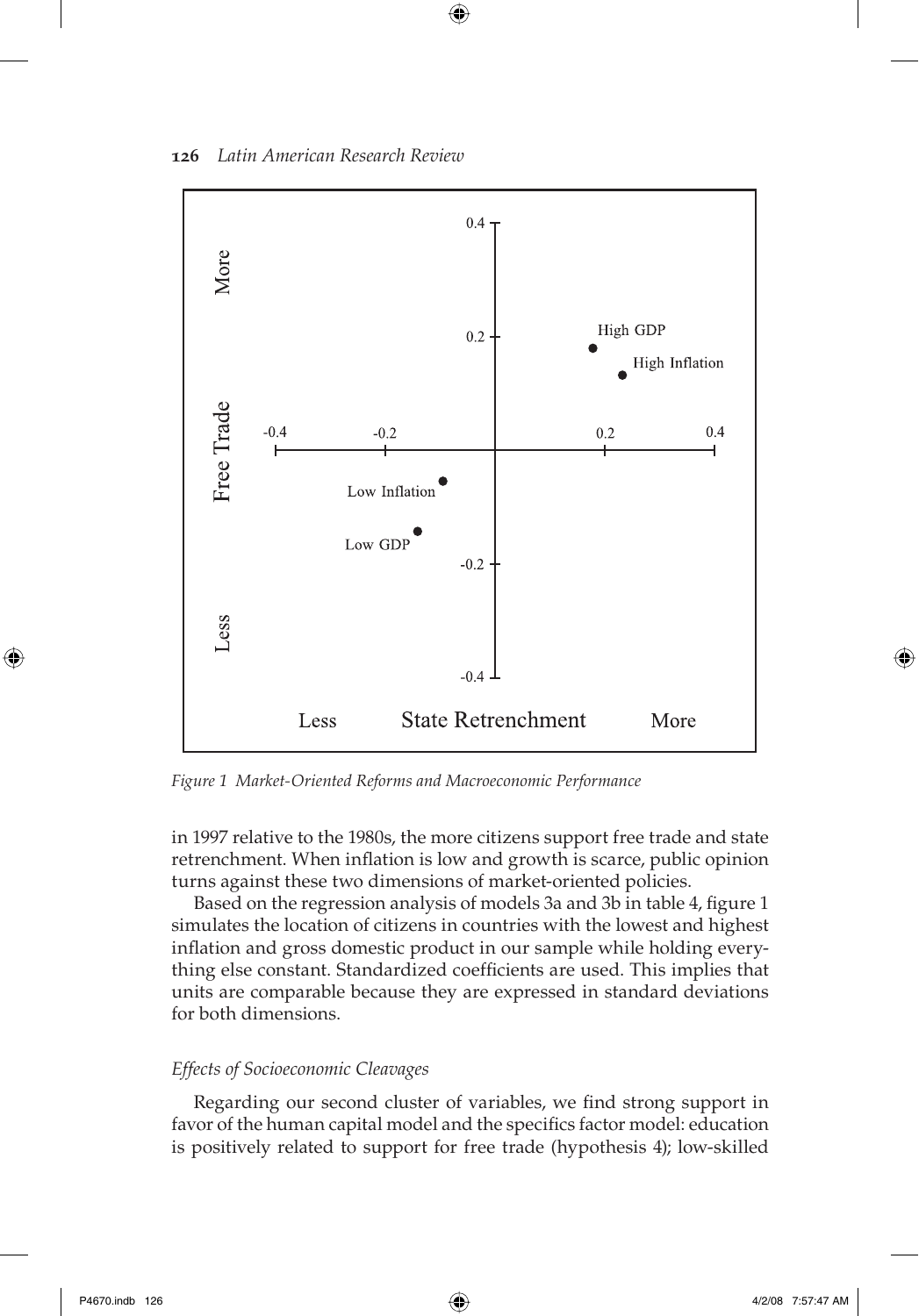*Figure 1 Market-Oriented Reforms and Macroeconomic Performance*

in 1997 relative to the 1980s, the more citizens support free trade and state retrenchment. When inflation is low and growth is scarce, public opinion turns against these two dimensions of market-oriented policies.

Based on the regression analysis of models 3a and 3b in table 4, figure 1 simulates the location of citizens in countries with the lowest and highest inflation and gross domestic product in our sample while holding everything else constant. Standardized coefficients are used. This implies that units are comparable because they are expressed in standard deviations for both dimensions.

### *Effects of Socioeconomic Cleavages*

Regarding our second cluster of variables, we find strong support in favor of the human capital model and the specifics factor model: education is positively related to support for free trade (hypothesis 4); low-skilled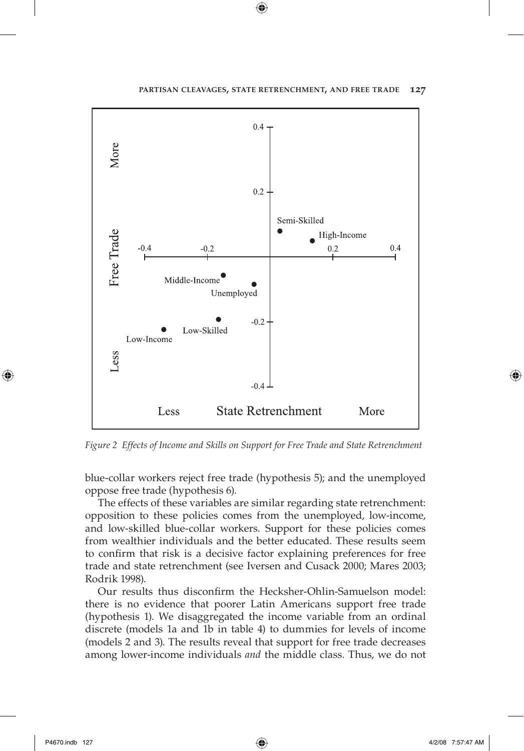*Figure 2  Effects of Income and Skills on Support for Free Trade and State Retrenchment*

blue-collar workers reject free trade (hypothesis 5); and the unemployed oppose free trade (hypothesis 6).

The effects of these variables are similar regarding state retrenchment: opposition to these policies comes from the unemployed, low-income, and low-skilled blue-collar workers. Support for these policies comes from wealthier individuals and the better educated. These results seem to confirm that risk is a decisive factor explaining preferences for free trade and state retrenchment (see Iversen and Cusack 2000; Mares 2003; Rodrik 1998).

Our results thus disconfirm the Hecksher-Ohlin-Samuelson model: there is no evidence that poorer Latin Americans support free trade (hypothesis 1). We disaggregated the income variable from an ordinal discrete (models 1a and 1b in table 4) to dummies for levels of income (models 2 and 3). The results reveal that support for free trade decreases among lower-income individuals *and* the middle class. Thus, we do not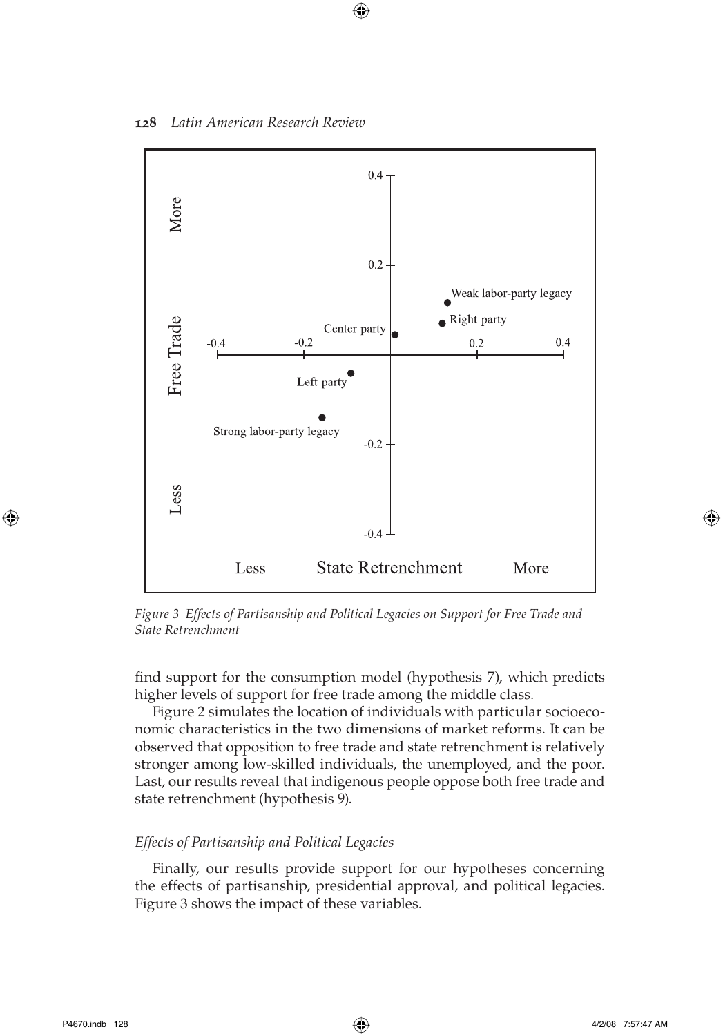*Figure 3 Effects of Partisanship and Political Legacies on Support for Free Trade and State Retrenchment*

find support for the consumption model (hypothesis 7), which predicts higher levels of support for free trade among the middle class.

Figure 2 simulates the location of individuals with particular socioeconomic characteristics in the two dimensions of market reforms. It can be observed that opposition to free trade and state retrenchment is relatively stronger among low-skilled individuals, the unemployed, and the poor. Last, our results reveal that indigenous people oppose both free trade and state retrenchment (hypothesis 9).

### *Effects of Partisanship and Political Legacies*

Finally, our results provide support for our hypotheses concerning the effects of partisanship, presidential approval, and political legacies. Figure 3 shows the impact of these variables.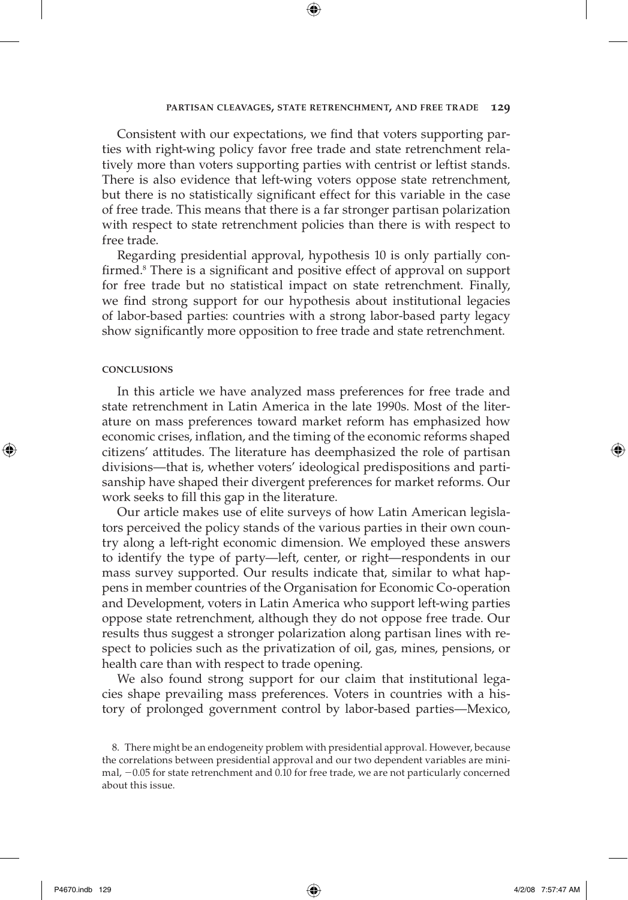Consistent with our expectations, we find that voters supporting parties with right-wing policy favor free trade and state retrenchment relatively more than voters supporting parties with centrist or leftist stands. There is also evidence that left-wing voters oppose state retrenchment, but there is no statistically significant effect for this variable in the case of free trade. This means that there is a far stronger partisan polarization with respect to state retrenchment policies than there is with respect to free trade.

Regarding presidential approval, hypothesis 10 is only partially confirmed.[8] There is a significant and positive effect of approval on support for free trade but no statistical impact on state retrenchment. Finally, we find strong support for our hypothesis about institutional legacies of labor-based parties: countries with a strong labor-based party legacy show significantly more opposition to free trade and state retrenchment.

## CONCLUSIONS

In this article we have analyzed mass preferences for free trade and state retrenchment in Latin America in the late 1990s. Most of the literature on mass preferences toward market reform has emphasized how economic crises, inflation, and the timing of the economic reforms shaped citizens' attitudes. The literature has deemphasized the role of partisan divisions—that is, whether voters' ideological predispositions and partisanship have shaped their divergent preferences for market reforms. Our work seeks to fill this gap in the literature.

Our article makes use of elite surveys of how Latin American legislators perceived the policy stands of the various parties in their own country along a left-right economic dimension. We employed these answers to identify the type of party—left, center, or right—respondents in our mass survey supported. Our results indicate that, similar to what happens in member countries of the Organisation for Economic Co-operation and Development, voters in Latin America who support left-wing parties oppose state retrenchment, although they do not oppose free trade. Our results thus suggest a stronger polarization along partisan lines with respect to policies such as the privatization of oil, gas, mines, pensions, or health care than with respect to trade opening.

We also found strong support for our claim that institutional legacies shape prevailing mass preferences. Voters in countries with a history of prolonged government control by labor-based parties—Mexico,

8. There might be an endogeneity problem with presidential approval. However, because the correlations between presidential approval and our two dependent variables are minimal, −0.05 for state retrenchment and 0.10 for free trade, we are not particularly concerned about this issue.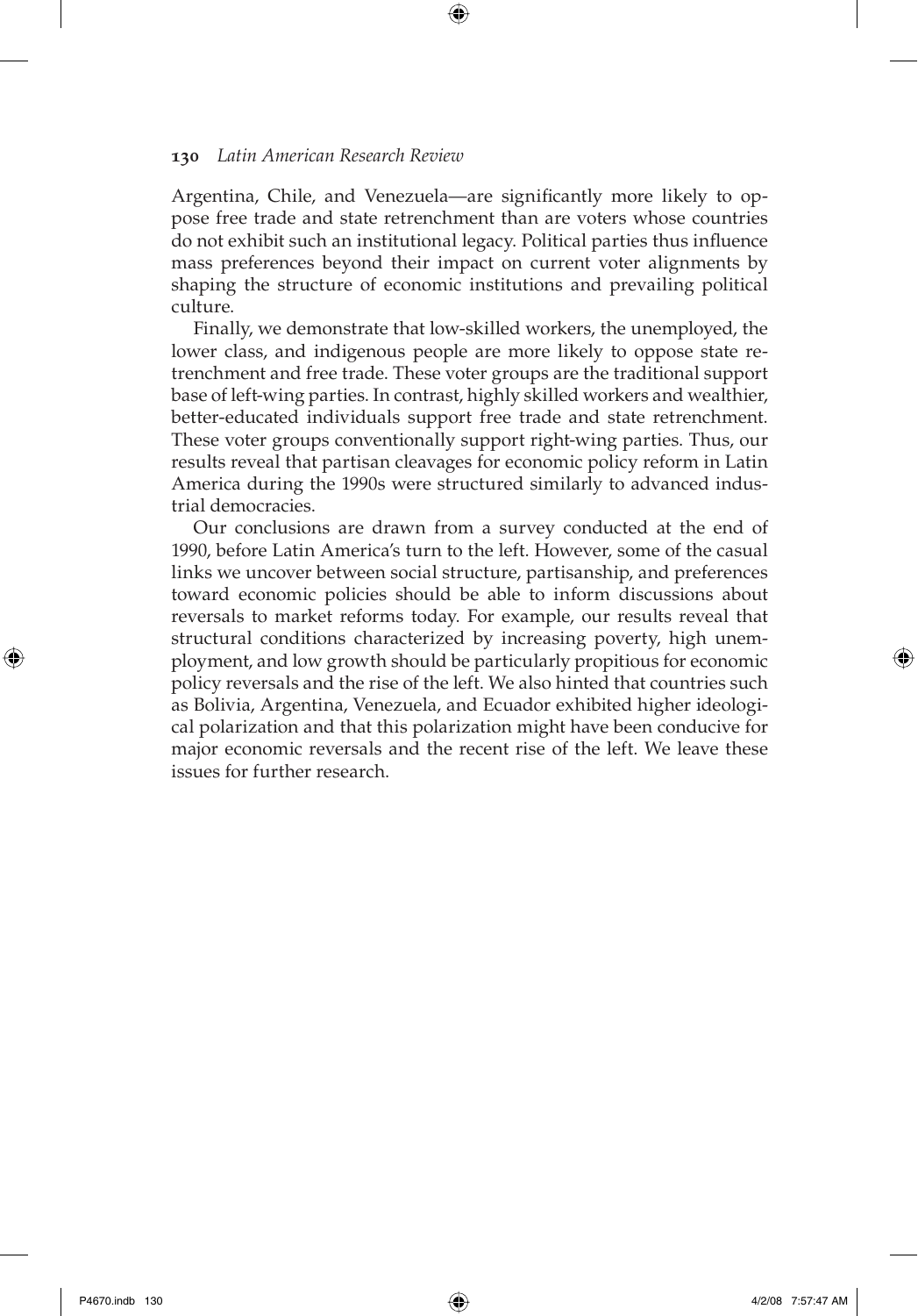Argentina, Chile, and Venezuela—are significantly more likely to oppose free trade and state retrenchment than are voters whose countries do not exhibit such an institutional legacy. Political parties thus influence mass preferences beyond their impact on current voter alignments by shaping the structure of economic institutions and prevailing political culture.

Finally, we demonstrate that low-skilled workers, the unemployed, the lower class, and indigenous people are more likely to oppose state retrenchment and free trade. These voter groups are the traditional support base of left-wing parties. In contrast, highly skilled workers and wealthier, better-educated individuals support free trade and state retrenchment. These voter groups conventionally support right-wing parties. Thus, our results reveal that partisan cleavages for economic policy reform in Latin America during the 1990s were structured similarly to advanced industrial democracies.

Our conclusions are drawn from a survey conducted at the end of 1990, before Latin America's turn to the left. However, some of the casual links we uncover between social structure, partisanship, and preferences toward economic policies should be able to inform discussions about reversals to market reforms today. For example, our results reveal that structural conditions characterized by increasing poverty, high unemployment, and low growth should be particularly propitious for economic policy reversals and the rise of the left. We also hinted that countries such as Bolivia, Argentina, Venezuela, and Ecuador exhibited higher ideological polarization and that this polarization might have been conducive for major economic reversals and the recent rise of the left. We leave these issues for further research.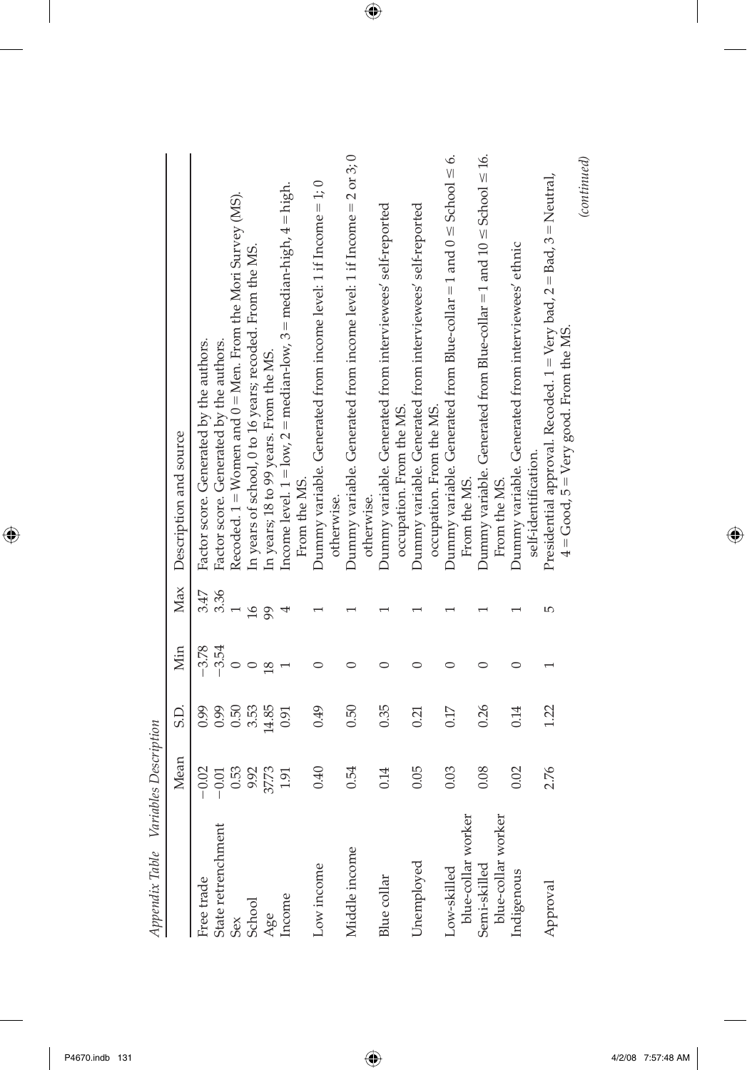*Appendix Table Variables Description*

| | Mean | S.D. | Min | Max | Description and source |
|---|---|---|---|---|---|
| Free trade | −0.02 | 0.99 | −3.78 | 3.47 | Factor score. Generated by the authors. |
| State retrenchment | −0.01 | 0.99 | −3.54 | 3.36 | Factor score. Generated by the authors. |
| Sex | 0.53 | 0.50 | 0 | 1 | Recoded. 1 = Women and 0 = Men. From the Mori Survey (MS). |
| School | 9.92 | 3.53 | 0 | 16 | In years of school, 0 to 16 years; recoded. From the MS. |
| Age | 37.73 | 14.85 | 18 | 99 | In years; 18 to 99 years. From the MS. |
| Income | 1.91 | 0.91 | 1 | 4 | Income level. 1 = low, 2 = median-low, 3 = median-high, 4 = high. From the MS. |
| Low income | 0.40 | 0.49 | 0 | 1 | Dummy variable. Generated from income level: 1 if Income = 1; 0 otherwise. |
| Middle income | 0.54 | 0.50 | 0 | 1 | Dummy variable. Generated from income level: 1 if Income = 2 or 3; 0 otherwise. |
| Blue collar | 0.14 | 0.35 | 0 | 1 | Dummy variable. Generated from interviewees' self-reported occupation. From the MS. |
| Unemployed | 0.05 | 0.21 | 0 | 1 | Dummy variable. Generated from interviewees' self-reported occupation. From the MS. |
| Low-skilled blue-collar worker | 0.03 | 0.17 | 0 | 1 | Dummy variable. Generated from Blue-collar = 1 and 0 ≤ School ≤ 6. From the MS. |
| Semi-skilled blue-collar worker | 0.08 | 0.26 | 0 | 1 | Dummy variable. Generated from Blue-collar = 1 and 10 ≤ School ≤ 16. From the MS. |
| Indigenous | 0.02 | 0.14 | 0 | 1 | Dummy variable. Generated from interviewees' ethnic self-identification. |
| Approval | 2.76 | 1.22 | 1 | 5 | Presidential approval. Recoded. 1 = Very bad, 2 = Bad, 3 = Neutral, 4 = Good, 5 = Very good. From the MS. |

*(continued)*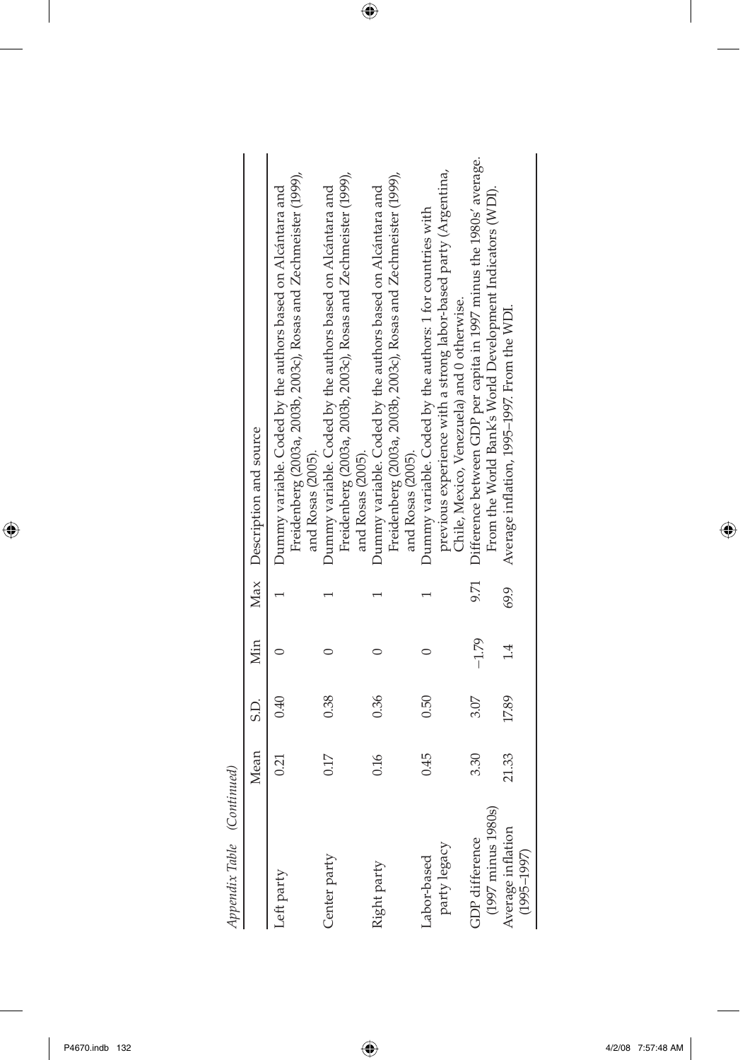*Appendix Table (Continued)*

| | Mean | S.D. | Min | Max | Description and source |
|---|---|---|---|---|---|
| Left party | 0.21 | 0.40 | 0 | 1 | Dummy variable. Coded by the authors based on Alcántara and Freidenberg (2003a, 2003b, 2003c), Rosas and Zechmeister (1999), and Rosas (2005). |
| Center party | 0.17 | 0.38 | 0 | 1 | Dummy variable. Coded by the authors based on Alcántara and Freidenberg (2003a, 2003b, 2003c), Rosas and Zechmeister (1999), and Rosas (2005). |
| Right party | 0.16 | 0.36 | 0 | 1 | Dummy variable. Coded by the authors based on Alcántara and Freidenberg (2003a, 2003b, 2003c), Rosas and Zechmeister (1999), and Rosas (2005). |
| Labor-based party legacy | 0.45 | 0.50 | 0 | 1 | Dummy variable. Coded by the authors: 1 for countries with previous experience with a strong labor-based party (Argentina, Chile, Mexico, Venezuela) and 0 otherwise. |
| GDP difference (1997 minus 1980s) | 3.30 | 3.07 | −1.79 | 9.71 | Difference between GDP per capita in 1997 minus the 1980s' average. From the World Bank's World Development Indicators (WDI). |
| Average inflation (1995–1997) | 21.33 | 17.89 | 1.4 | 69.9 | Average inflation, 1995–1997. From the WDI. |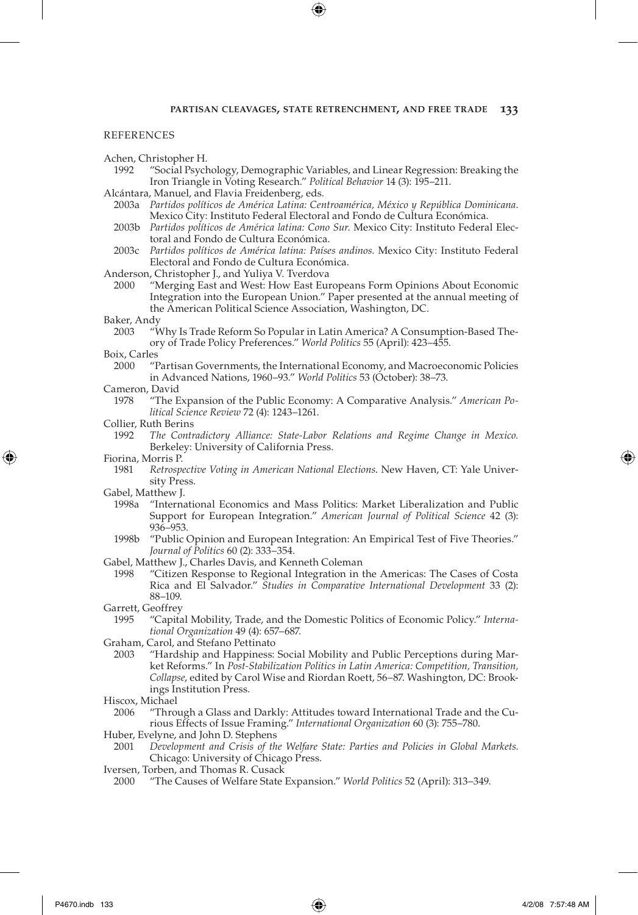## REFERENCES

Achen, Christopher H.

1992 "Social Psychology, Demographic Variables, and Linear Regression: Breaking the Iron Triangle in Voting Research." *Political Behavior* 14 (3): 195–211.

Alcántara, Manuel, and Flavia Freidenberg, eds.

2003a *Partidos políticos de América Latina: Centroamérica, México y República Dominicana.* Mexico City: Instituto Federal Electoral and Fondo de Cultura Económica.

2003b *Partidos políticos de América latina: Cono Sur.* Mexico City: Instituto Federal Electoral and Fondo de Cultura Económica.

2003c *Partidos políticos de América latina: Países andinos.* Mexico City: Instituto Federal Electoral and Fondo de Cultura Económica.

Anderson, Christopher J., and Yuliya V. Tverdova

2000 "Merging East and West: How East Europeans Form Opinions About Economic Integration into the European Union." Paper presented at the annual meeting of the American Political Science Association, Washington, DC.

Baker, Andy

2003 "Why Is Trade Reform So Popular in Latin America? A Consumption-Based Theory of Trade Policy Preferences." *World Politics* 55 (April): 423–455.

Boix, Carles

2000 "Partisan Governments, the International Economy, and Macroeconomic Policies in Advanced Nations, 1960–93." *World Politics* 53 (October): 38–73.

Cameron, David

1978 "The Expansion of the Public Economy: A Comparative Analysis." *American Political Science Review* 72 (4): 1243–1261.

Collier, Ruth Berins

1992 *The Contradictory Alliance: State-Labor Relations and Regime Change in Mexico.* Berkeley: University of California Press.

Fiorina, Morris P.

1981 *Retrospective Voting in American National Elections.* New Haven, CT: Yale University Press.

Gabel, Matthew J.

1998a "International Economics and Mass Politics: Market Liberalization and Public Support for European Integration." *American Journal of Political Science* 42 (3): 936–953.

1998b "Public Opinion and European Integration: An Empirical Test of Five Theories." *Journal of Politics* 60 (2): 333–354.

Gabel, Matthew J., Charles Davis, and Kenneth Coleman

1998 "Citizen Response to Regional Integration in the Americas: The Cases of Costa Rica and El Salvador." *Studies in Comparative International Development* 33 (2): 88–109.

Garrett, Geoffrey

1995 "Capital Mobility, Trade, and the Domestic Politics of Economic Policy." *International Organization* 49 (4): 657–687.

Graham, Carol, and Stefano Pettinato

2003 "Hardship and Happiness: Social Mobility and Public Perceptions during Market Reforms." In *Post-Stabilization Politics in Latin America: Competition, Transition, Collapse*, edited by Carol Wise and Riordan Roett, 56–87. Washington, DC: Brookings Institution Press.

Hiscox, Michael

2006 "Through a Glass and Darkly: Attitudes toward International Trade and the Curious Effects of Issue Framing." *International Organization* 60 (3): 755–780.

Huber, Evelyne, and John D. Stephens

2001 *Development and Crisis of the Welfare State: Parties and Policies in Global Markets.* Chicago: University of Chicago Press.

Iversen, Torben, and Thomas R. Cusack

2000 "The Causes of Welfare State Expansion." *World Politics* 52 (April): 313–349.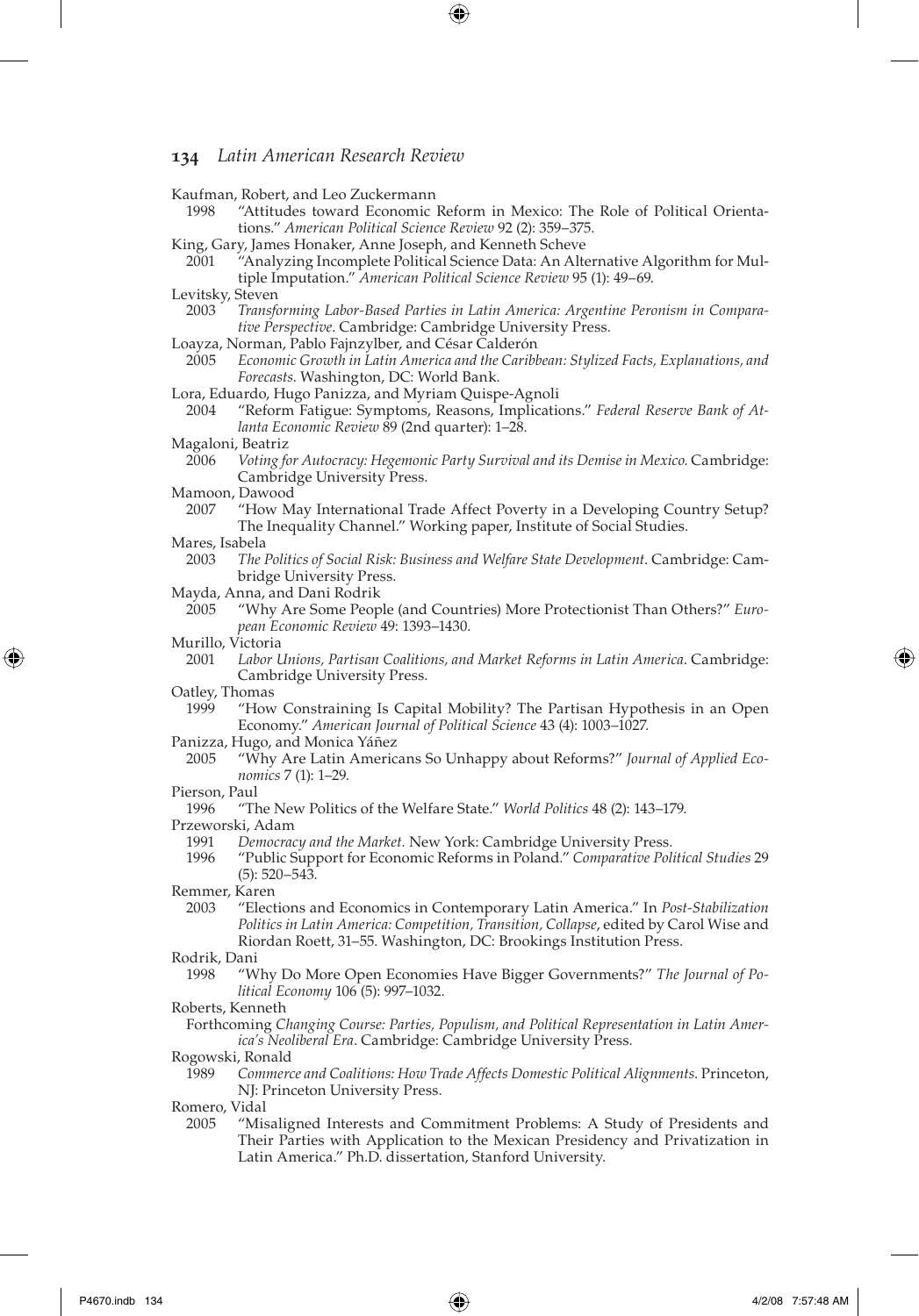Kaufman, Robert, and Leo Zuckermann

1998 "Attitudes toward Economic Reform in Mexico: The Role of Political Orientations." *American Political Science Review* 92 (2): 359–375.

King, Gary, James Honaker, Anne Joseph, and Kenneth Scheve

2001 "Analyzing Incomplete Political Science Data: An Alternative Algorithm for Multiple Imputation." *American Political Science Review* 95 (1): 49–69.

Levitsky, Steven

2003 *Transforming Labor-Based Parties in Latin America: Argentine Peronism in Comparative Perspective*. Cambridge: Cambridge University Press.

Loayza, Norman, Pablo Fajnzylber, and César Calderón

2005 *Economic Growth in Latin America and the Caribbean: Stylized Facts, Explanations, and Forecasts*. Washington, DC: World Bank.

Lora, Eduardo, Hugo Panizza, and Myriam Quispe-Agnoli

2004 "Reform Fatigue: Symptoms, Reasons, Implications." *Federal Reserve Bank of Atlanta Economic Review* 89 (2nd quarter): 1–28.

Magaloni, Beatriz

2006 *Voting for Autocracy: Hegemonic Party Survival and its Demise in Mexico*. Cambridge: Cambridge University Press.

Mamoon, Dawood

2007 "How May International Trade Affect Poverty in a Developing Country Setup? The Inequality Channel." Working paper, Institute of Social Studies.

Mares, Isabela

2003 *The Politics of Social Risk: Business and Welfare State Development*. Cambridge: Cambridge University Press.

Mayda, Anna, and Dani Rodrik

2005 "Why Are Some People (and Countries) More Protectionist Than Others?" *European Economic Review* 49: 1393–1430.

Murillo, Victoria

2001 *Labor Unions, Partisan Coalitions, and Market Reforms in Latin America*. Cambridge: Cambridge University Press.

Oatley, Thomas

1999 "How Constraining Is Capital Mobility? The Partisan Hypothesis in an Open Economy." *American Journal of Political Science* 43 (4): 1003–1027.

Panizza, Hugo, and Monica Yáñez

2005 "Why Are Latin Americans So Unhappy about Reforms?" *Journal of Applied Economics* 7 (1): 1–29.

Pierson, Paul

1996 "The New Politics of the Welfare State." *World Politics* 48 (2): 143–179.

Przeworski, Adam

1991 *Democracy and the Market*. New York: Cambridge University Press.

1996 "Public Support for Economic Reforms in Poland." *Comparative Political Studies* 29 (5): 520–543.

Remmer, Karen

2003 "Elections and Economics in Contemporary Latin America." In *Post-Stabilization Politics in Latin America: Competition, Transition, Collapse*, edited by Carol Wise and Riordan Roett, 31–55. Washington, DC: Brookings Institution Press.

Rodrik, Dani

1998 "Why Do More Open Economies Have Bigger Governments?" *The Journal of Political Economy* 106 (5): 997–1032.

Roberts, Kenneth

Forthcoming *Changing Course: Parties, Populism, and Political Representation in Latin America's Neoliberal Era*. Cambridge: Cambridge University Press.

Rogowski, Ronald

1989 *Commerce and Coalitions: How Trade Affects Domestic Political Alignments*. Princeton, NJ: Princeton University Press.

Romero, Vidal

2005 "Misaligned Interests and Commitment Problems: A Study of Presidents and Their Parties with Application to the Mexican Presidency and Privatization in Latin America." Ph.D. dissertation, Stanford University.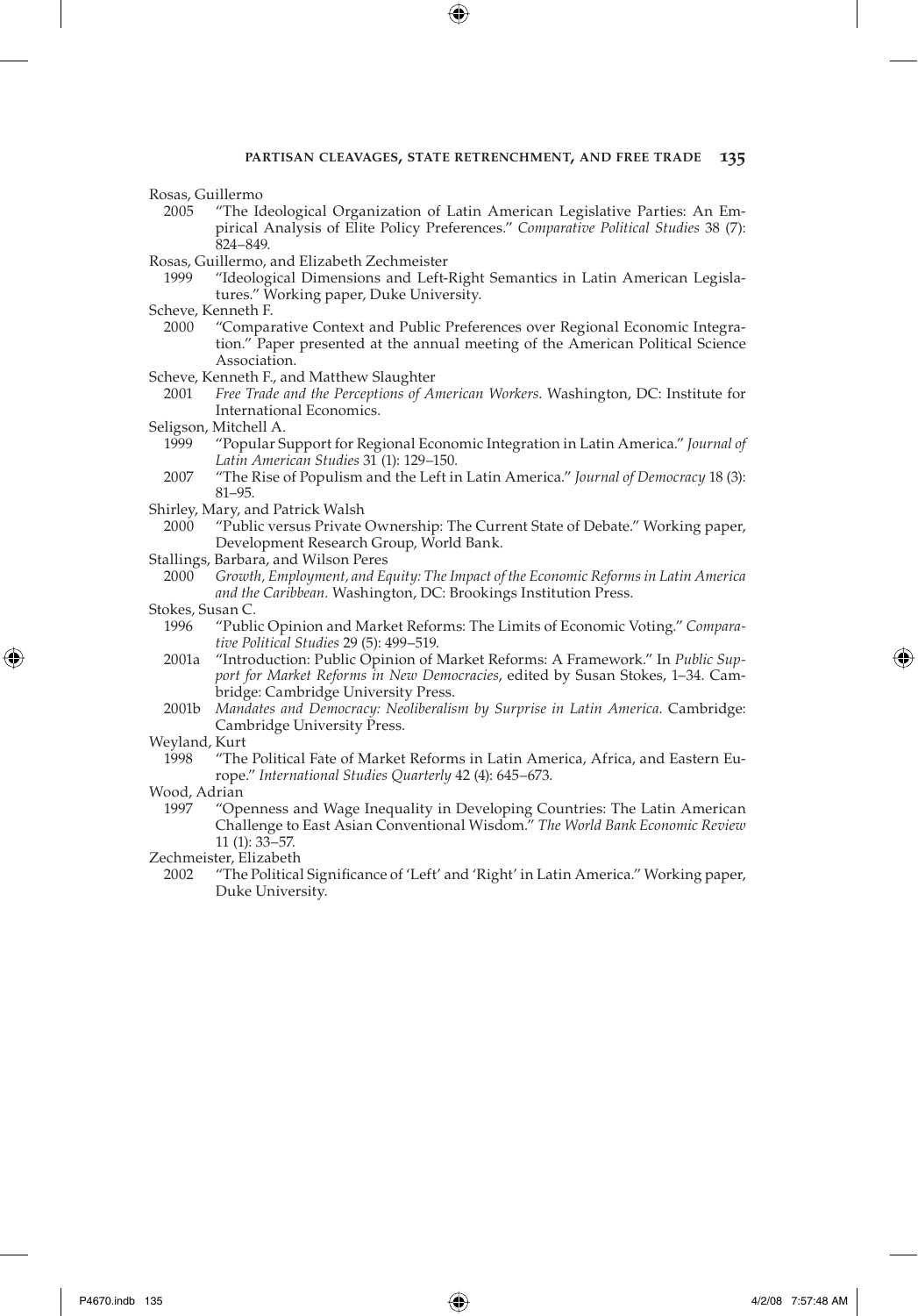Rosas, Guillermo

2005 "The Ideological Organization of Latin American Legislative Parties: An Empirical Analysis of Elite Policy Preferences." *Comparative Political Studies* 38 (7): 824–849.

Rosas, Guillermo, and Elizabeth Zechmeister

1999 "Ideological Dimensions and Left-Right Semantics in Latin American Legislatures." Working paper, Duke University.

Scheve, Kenneth F.

2000 "Comparative Context and Public Preferences over Regional Economic Integration." Paper presented at the annual meeting of the American Political Science Association.

Scheve, Kenneth F., and Matthew Slaughter

2001 *Free Trade and the Perceptions of American Workers.* Washington, DC: Institute for International Economics.

Seligson, Mitchell A.

1999 "Popular Support for Regional Economic Integration in Latin America." *Journal of Latin American Studies* 31 (1): 129–150.

2007 "The Rise of Populism and the Left in Latin America." *Journal of Democracy* 18 (3): 81–95.

Shirley, Mary, and Patrick Walsh

2000 "Public versus Private Ownership: The Current State of Debate." Working paper, Development Research Group, World Bank.

Stallings, Barbara, and Wilson Peres

2000 *Growth, Employment, and Equity: The Impact of the Economic Reforms in Latin America and the Caribbean.* Washington, DC: Brookings Institution Press.

Stokes, Susan C.

1996 "Public Opinion and Market Reforms: The Limits of Economic Voting." *Comparative Political Studies* 29 (5): 499–519.

2001a "Introduction: Public Opinion of Market Reforms: A Framework." In *Public Support for Market Reforms in New Democracies*, edited by Susan Stokes, 1–34. Cambridge: Cambridge University Press.

2001b *Mandates and Democracy: Neoliberalism by Surprise in Latin America.* Cambridge: Cambridge University Press.

Weyland, Kurt

1998 "The Political Fate of Market Reforms in Latin America, Africa, and Eastern Europe." *International Studies Quarterly* 42 (4): 645–673.

Wood, Adrian

1997 "Openness and Wage Inequality in Developing Countries: The Latin American Challenge to East Asian Conventional Wisdom." *The World Bank Economic Review* 11 (1): 33–57.

Zechmeister, Elizabeth

2002 "The Political Significance of 'Left' and 'Right' in Latin America." Working paper, Duke University.